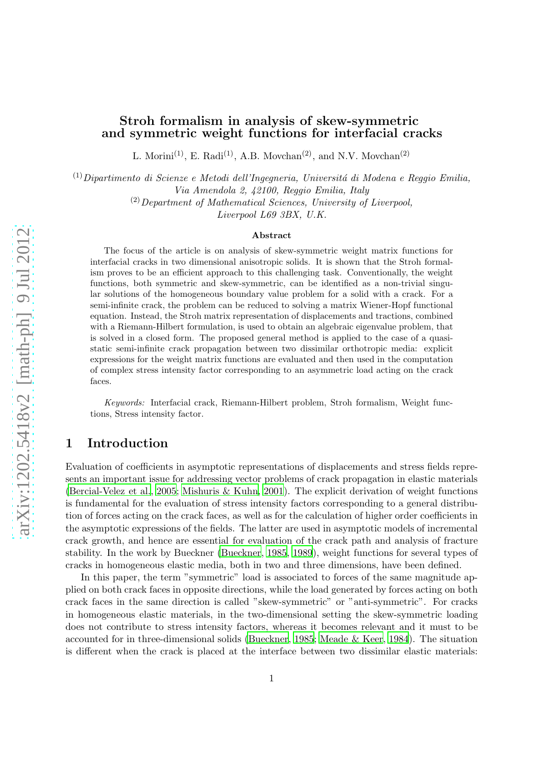# Stroh formalism in analysis of skew-symmetric and symmetric weight functions for interfacial cracks

L. Morini[(1)], E. Radi[(1)], A.B. Movchan[(2)], and N.V. Movchan[(2)]

[(1)] *Dipartimento di Scienze e Metodi dell'Ingegneria, Universitá di Modena e Reggio Emilia, Via Amendola 2, 42100, Reggio Emilia, Italy*

[(2)] *Department of Mathematical Sciences, University of Liverpool, Liverpool L69 3BX, U.K.*

arXiv:1202.5418v2 [math-ph] 9 Jul 2012

### Abstract

The focus of the article is on analysis of skew-symmetric weight matrix functions for interfacial cracks in two dimensional anisotropic solids. It is shown that the Stroh formalism proves to be an efficient approach to this challenging task. Conventionally, the weight functions, both symmetric and skew-symmetric, can be identified as a non-trivial singular solutions of the homogeneous boundary value problem for a solid with a crack. For a semi-infinite crack, the problem can be reduced to solving a matrix Wiener-Hopf functional equation. Instead, the Stroh matrix representation of displacements and tractions, combined with a Riemann-Hilbert formulation, is used to obtain an algebraic eigenvalue problem, that is solved in a closed form. The proposed general method is applied to the case of a quasi-static semi-infinite crack propagation between two dissimilar orthotropic media: explicit expressions for the weight matrix functions are evaluated and then used in the computation of complex stress intensity factor corresponding to an asymmetric load acting on the crack faces.

*Keywords:* Interfacial crack, Riemann-Hilbert problem, Stroh formalism, Weight functions, Stress intensity factor.

## 1 Introduction

Evaluation of coefficients in asymptotic representations of displacements and stress fields represents an important issue for addressing vector problems of crack propagation in elastic materials (Bercial-Velez et al., 2005; Mishuris & Kuhn, 2001). The explicit derivation of weight functions is fundamental for the evaluation of stress intensity factors corresponding to a general distribution of forces acting on the crack faces, as well as for the calculation of higher order coefficients in the asymptotic expressions of the fields. The latter are used in asymptotic models of incremental crack growth, and hence are essential for evaluation of the crack path and analysis of fracture stability. In the work by Bueckner (Bueckner, 1985, 1989), weight functions for several types of cracks in homogeneous elastic media, both in two and three dimensions, have been defined.

In this paper, the term "symmetric" load is associated to forces of the same magnitude applied on both crack faces in opposite directions, while the load generated by forces acting on both crack faces in the same direction is called "skew-symmetric" or "anti-symmetric". For cracks in homogeneous elastic materials, in the two-dimensional setting the skew-symmetric loading does not contribute to stress intensity factors, whereas it becomes relevant and it must to be accounted for in three-dimensional solids (Bueckner, 1985; Meade & Keer, 1984). The situation is different when the crack is placed at the interface between two dissimilar elastic materials: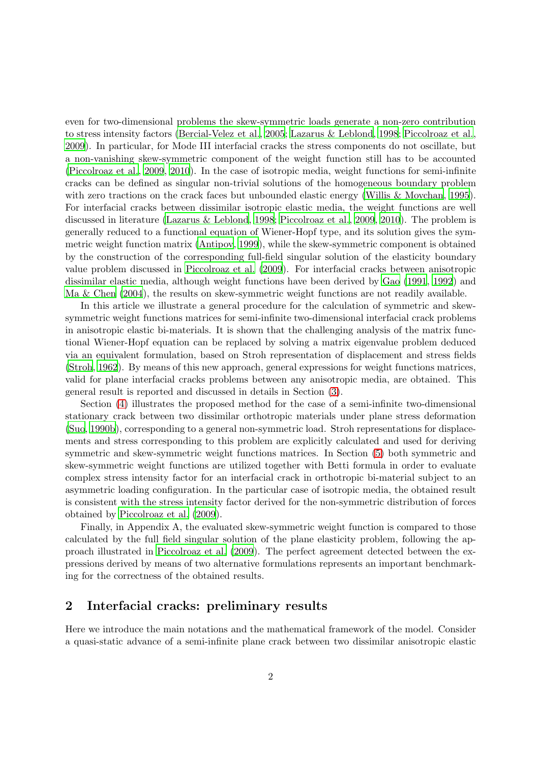even for two-dimensional problems the skew-symmetric loads generate a non-zero contribution to stress intensity factors (Bercial-Velez et al., 2005; Lazarus & Leblond, 1998; Piccolroaz et al., 2009). In particular, for Mode III interfacial cracks the stress components do not oscillate, but a non-vanishing skew-symmetric component of the weight function still has to be accounted (Piccolroaz et al., 2009, 2010). In the case of isotropic media, weight functions for semi-infinite cracks can be defined as singular non-trivial solutions of the homogeneous boundary problem with zero tractions on the crack faces but unbounded elastic energy (Willis & Movchan, 1995). For interfacial cracks between dissimilar isotropic elastic media, the weight functions are well discussed in literature (Lazarus & Leblond, 1998; Piccolroaz et al., 2009, 2010). The problem is generally reduced to a functional equation of Wiener-Hopf type, and its solution gives the symmetric weight function matrix (Antipov, 1999), while the skew-symmetric component is obtained by the construction of the corresponding full-field singular solution of the elasticity boundary value problem discussed in Piccolroaz et al. (2009). For interfacial cracks between anisotropic dissimilar elastic media, although weight functions have been derived by Gao (1991, 1992) and Ma & Chen (2004), the results on skew-symmetric weight functions are not readily available.

In this article we illustrate a general procedure for the calculation of symmetric and skew-symmetric weight functions matrices for semi-infinite two-dimensional interfacial crack problems in anisotropic elastic bi-materials. It is shown that the challenging analysis of the matrix functional Wiener-Hopf equation can be replaced by solving a matrix eigenvalue problem deduced via an equivalent formulation, based on Stroh representation of displacement and stress fields (Stroh, 1962). By means of this new approach, general expressions for weight functions matrices, valid for plane interfacial cracks problems between any anisotropic media, are obtained. This general result is reported and discussed in details in Section (3).

Section (4) illustrates the proposed method for the case of a semi-infinite two-dimensional stationary crack between two dissimilar orthotropic materials under plane stress deformation (Suo, 1990b), corresponding to a general non-symmetric load. Stroh representations for displacements and stress corresponding to this problem are explicitly calculated and used for deriving symmetric and skew-symmetric weight functions matrices. In Section (5) both symmetric and skew-symmetric weight functions are utilized together with Betti formula in order to evaluate complex stress intensity factor for an interfacial crack in orthotropic bi-material subject to an asymmetric loading configuration. In the particular case of isotropic media, the obtained result is consistent with the stress intensity factor derived for the non-symmetric distribution of forces obtained by Piccolroaz et al. (2009).

Finally, in Appendix A, the evaluated skew-symmetric weight function is compared to those calculated by the full field singular solution of the plane elasticity problem, following the approach illustrated in Piccolroaz et al. (2009). The perfect agreement detected between the expressions derived by means of two alternative formulations represents an important benchmarking for the correctness of the obtained results.

## 2 Interfacial cracks: preliminary results

Here we introduce the main notations and the mathematical framework of the model. Consider a quasi-static advance of a semi-infinite plane crack between two dissimilar anisotropic elastic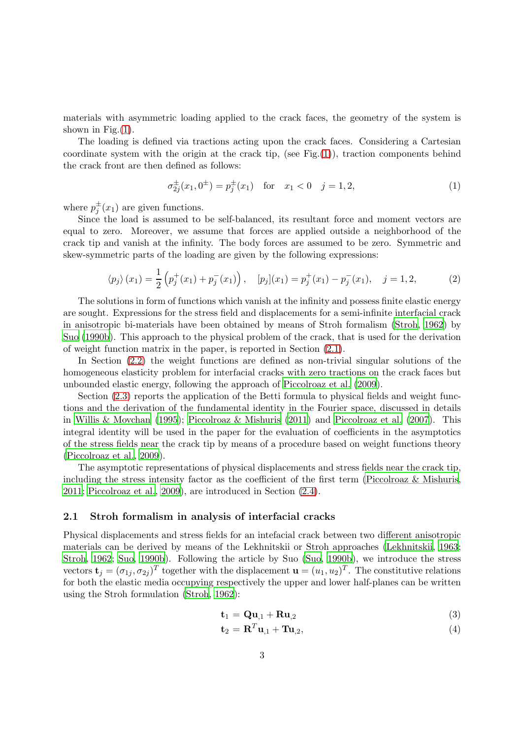materials with asymmetric loading applied to the crack faces, the geometry of the system is shown in Fig.(1).

The loading is defined via tractions acting upon the crack faces. Considering a Cartesian coordinate system with the origin at the crack tip, (see Fig.(1)), traction components behind the crack front are then defined as follows:

$$\sigma_{2j}^{\pm}(x_1, 0^{\pm}) = p_j^{\pm}(x_1) \quad \text{for} \quad x_1 < 0 \quad j = 1, 2, \tag{1}$$

where $p_j^{\pm}(x_1)$ are given functions.

Since the load is assumed to be self-balanced, its resultant force and moment vectors are equal to zero. Moreover, we assume that forces are applied outside a neighborhood of the crack tip and vanish at the infinity. The body forces are assumed to be zero. Symmetric and skew-symmetric parts of the loading are given by the following expressions:

$$\langle p_j \rangle (x_1) = \frac{1}{2}\left(p_j^{+}(x_1) + p_j^{-}(x_1)\right), \quad [p_j](x_1) = p_j^{+}(x_1) - p_j^{-}(x_1), \quad j = 1, 2, \tag{2}$$

The solutions in form of functions which vanish at the infinity and possess finite elastic energy are sought. Expressions for the stress field and displacements for a semi-infinite interfacial crack in anisotropic bi-materials have been obtained by means of Stroh formalism (Stroh, 1962) by Suo (1990b). This approach to the physical problem of the crack, that is used for the derivation of weight function matrix in the paper, is reported in Section (2.1).

In Section (2.2) the weight functions are defined as non-trivial singular solutions of the homogeneous elasticity problem for interfacial cracks with zero tractions on the crack faces but unbounded elastic energy, following the approach of Piccolroaz et al. (2009).

Section (2.3) reports the application of the Betti formula to physical fields and weight functions and the derivation of the fundamental identity in the Fourier space, discussed in details in Willis & Movchan (1995); Piccolroaz & Mishuris (2011) and Piccolroaz et al. (2007). This integral identity will be used in the paper for the evaluation of coefficients in the asymptotics of the stress fields near the crack tip by means of a procedure based on weight functions theory (Piccolroaz et al., 2009).

The asymptotic representations of physical displacements and stress fields near the crack tip, including the stress intensity factor as the coefficient of the first term (Piccolroaz & Mishuris, 2011; Piccolroaz et al., 2009), are introduced in Section (2.4).

### 2.1 Stroh formalism in analysis of interfacial cracks

Physical displacements and stress fields for an intefacial crack between two different anisotropic materials can be derived by means of the Lekhnitskii or Stroh approaches (Lekhnitskii, 1963; Stroh, 1962; Suo, 1990b). Following the article by Suo (Suo, 1990b), we introduce the stress vectors $\mathbf{t}_j = (\sigma_{1j}, \sigma_{2j})^T$ together with the displacement $\mathbf{u} = (u_1, u_2)^T$. The constitutive relations for both the elastic media occupying respectively the upper and lower half-planes can be written using the Stroh formulation (Stroh, 1962):

$$\mathbf{t}_1 = \mathbf{Q}\mathbf{u}_{,1} + \mathbf{R}\mathbf{u}_{,2} \tag{3}$$

$$\mathbf{t}_2 = \mathbf{R}^T\mathbf{u}_{,1} + \mathbf{T}\mathbf{u}_{,2}, \tag{4}$$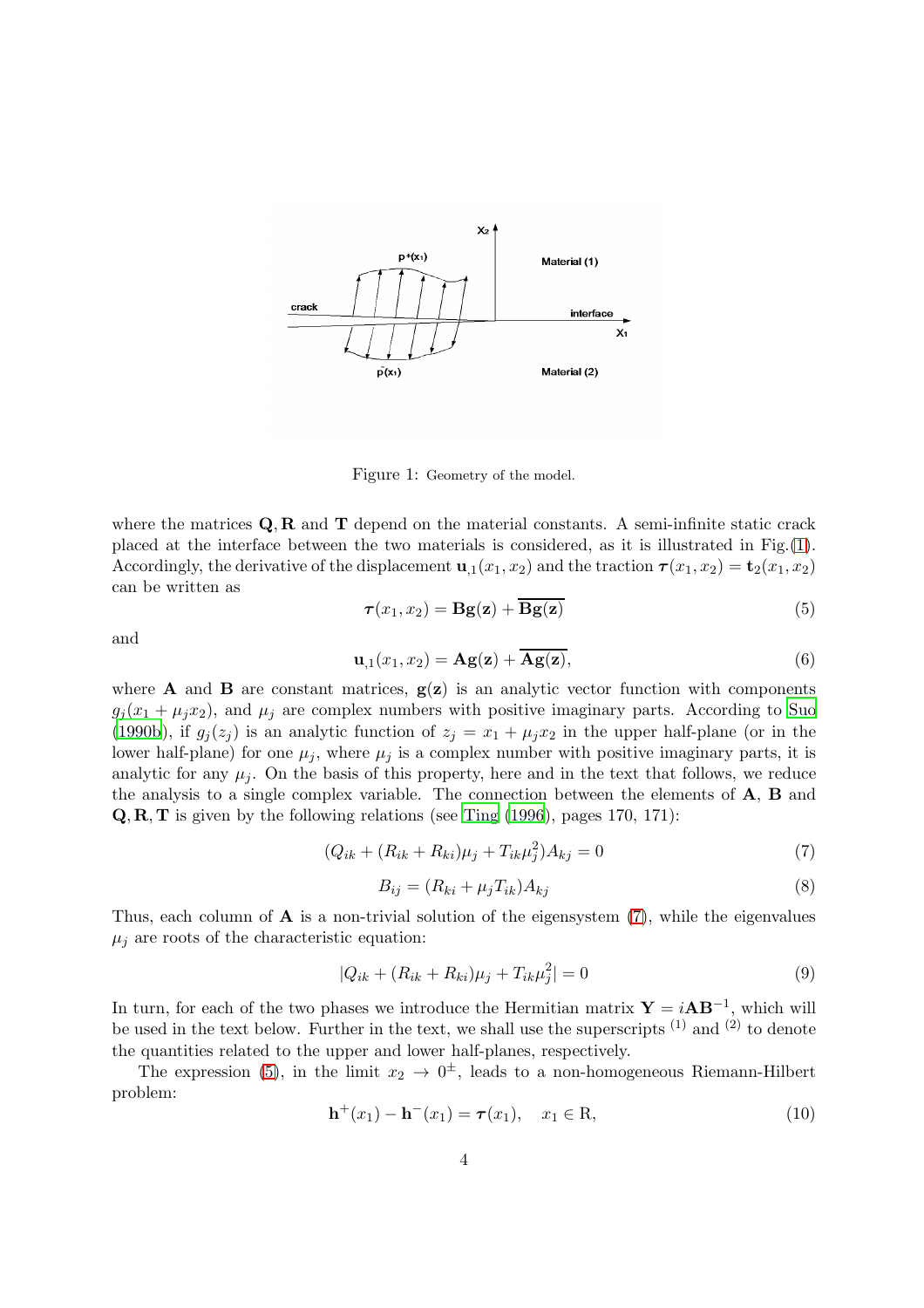Figure 1: Geometry of the model.

where the matrices $\mathbf{Q}, \mathbf{R}$ and $\mathbf{T}$ depend on the material constants. A semi-infinite static crack placed at the interface between the two materials is considered, as it is illustrated in Fig.(1). Accordingly, the derivative of the displacement $\mathbf{u}_{,1}(x_1, x_2)$ and the traction $\boldsymbol{\tau}(x_1, x_2) = \mathbf{t}_2(x_1, x_2)$ can be written as

$$\boldsymbol{\tau}(x_1, x_2) = \mathbf{B}\mathbf{g}(\mathbf{z}) + \overline{\mathbf{B}\mathbf{g}(\mathbf{z})} \tag{5}$$

and

$$\mathbf{u}_{,1}(x_1, x_2) = \mathbf{A}\mathbf{g}(\mathbf{z}) + \overline{\mathbf{A}\mathbf{g}(\mathbf{z})}, \tag{6}$$

where $\mathbf{A}$ and $\mathbf{B}$ are constant matrices, $\mathbf{g}(\mathbf{z})$ is an analytic vector function with components $g_j(x_1 + \mu_j x_2)$, and $\mu_j$ are complex numbers with positive imaginary parts. According to Suo (1990b), if $g_j(z_j)$ is an analytic function of $z_j = x_1 + \mu_j x_2$ in the upper half-plane (or in the lower half-plane) for one $\mu_j$, where $\mu_j$ is a complex number with positive imaginary parts, it is analytic for any $\mu_j$. On the basis of this property, here and in the text that follows, we reduce the analysis to a single complex variable. The connection between the elements of $\mathbf{A}$, $\mathbf{B}$ and $\mathbf{Q}, \mathbf{R}, \mathbf{T}$ is given by the following relations (see Ting (1996), pages 170, 171):

$$(Q_{ik} + (R_{ik} + R_{ki})\mu_j + T_{ik}\mu_j^2)A_{kj} = 0 \tag{7}$$

$$B_{ij} = (R_{ki} + \mu_j T_{ik})A_{kj} \tag{8}$$

Thus, each column of $\mathbf{A}$ is a non-trivial solution of the eigensystem (7), while the eigenvalues $\mu_j$ are roots of the characteristic equation:

$$|Q_{ik} + (R_{ik} + R_{ki})\mu_j + T_{ik}\mu_j^2| = 0 \tag{9}$$

In turn, for each of the two phases we introduce the Hermitian matrix $\mathbf{Y} = i\mathbf{A}\mathbf{B}^{-1}$, which will be used in the text below. Further in the text, we shall use the superscripts $^{(1)}$ and $^{(2)}$ to denote the quantities related to the upper and lower half-planes, respectively.

The expression (5), in the limit $x_2 \to 0^{\pm}$, leads to a non-homogeneous Riemann-Hilbert problem:

$$\mathbf{h}^+(x_1) - \mathbf{h}^-(x_1) = \boldsymbol{\tau}(x_1), \quad x_1 \in \mathrm{R}, \tag{10}$$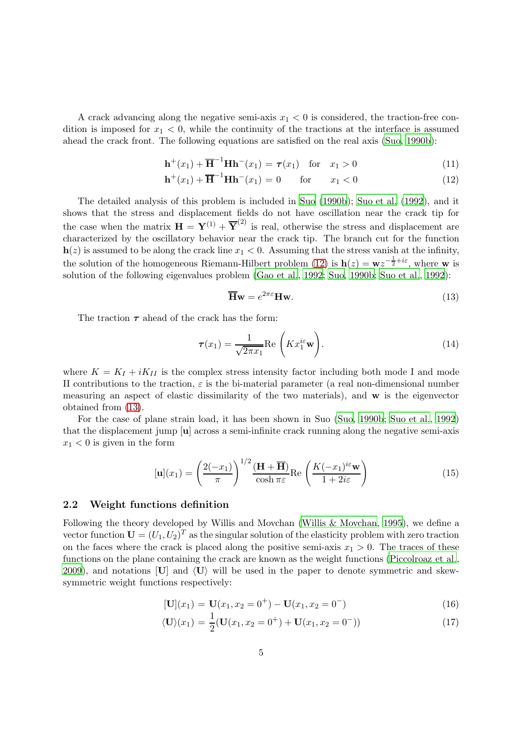A crack advancing along the negative semi-axis $x_1 < 0$ is considered, the traction-free condition is imposed for $x_1 < 0$, while the continuity of the tractions at the interface is assumed ahead the crack front. The following equations are satisfied on the real axis (Suo, 1990b):

$$\mathbf{h}^+(x_1) + \overline{\mathbf{H}}^{-1}\mathbf{H}\mathbf{h}^-(x_1) = \boldsymbol{\tau}(x_1) \quad \text{for} \quad x_1 > 0 \tag{11}$$

$$\mathbf{h}^+(x_1) + \overline{\mathbf{H}}^{-1}\mathbf{H}\mathbf{h}^-(x_1) = 0 \qquad \text{for} \qquad x_1 < 0 \tag{12}$$

The detailed analysis of this problem is included in Suo (1990b); Suo et al. (1992), and it shows that the stress and displacement fields do not have oscillation near the crack tip for the case when the matrix $\mathbf{H} = \mathbf{Y}^{(1)} + \overline{\mathbf{Y}}^{(2)}$ is real, otherwise the stress and displacement are characterized by the oscillatory behavior near the crack tip. The branch cut for the function $\mathbf{h}(z)$ is assumed to be along the crack line $x_1 < 0$. Assuming that the stress vanish at the infinity, the solution of the homogeneous Riemann-Hilbert problem (12) is $\mathbf{h}(z) = \mathbf{w}z^{-\frac{1}{2}+i\varepsilon}$, where $\mathbf{w}$ is solution of the following eigenvalues problem (Gao et al., 1992; Suo, 1990b; Suo et al., 1992):

$$\overline{\mathbf{H}}\mathbf{w} = e^{2\pi\varepsilon}\mathbf{H}\mathbf{w}. \tag{13}$$

The traction $\boldsymbol{\tau}$ ahead of the crack has the form:

$$\boldsymbol{\tau}(x_1) = \frac{1}{\sqrt{2\pi x_1}}\text{Re}\left(K x_1^{i\varepsilon}\mathbf{w}\right). \tag{14}$$

where $K = K_I + iK_{II}$ is the complex stress intensity factor including both mode I and mode II contributions to the traction, $\varepsilon$ is the bi-material parameter (a real non-dimensional number measuring an aspect of elastic dissimilarity of the two materials), and $\mathbf{w}$ is the eigenvector obtained from (13).

For the case of plane strain load, it has been shown in Suo (Suo, 1990b; Suo et al., 1992) that the displacement jump $[\mathbf{u}]$ across a semi-infinite crack running along the negative semi-axis $x_1 < 0$ is given in the form

$$[\mathbf{u}](x_1) = \left(\frac{2(-x_1)}{\pi}\right)^{1/2}\frac{(\mathbf{H} + \overline{\mathbf{H}})}{\cosh\pi\varepsilon}\text{Re}\left(\frac{K(-x_1)^{i\varepsilon}\mathbf{w}}{1 + 2i\varepsilon}\right) \tag{15}$$

## 2.2 Weight functions definition

Following the theory developed by Willis and Movchan (Willis & Movchan, 1995), we define a vector function $\mathbf{U} = (U_1, U_2)^T$ as the singular solution of the elasticity problem with zero traction on the faces where the crack is placed along the positive semi-axis $x_1 > 0$. The traces of these functions on the plane containing the crack are known as the weight functions (Piccolroaz et al., 2009), and notations $[\mathbf{U}]$ and $\langle\mathbf{U}\rangle$ will be used in the paper to denote symmetric and skew-symmetric weight functions respectively:

$$[\mathbf{U}](x_1) = \mathbf{U}(x_1, x_2 = 0^+) - \mathbf{U}(x_1, x_2 = 0^-) \tag{16}$$

$$\langle\mathbf{U}\rangle(x_1) = \frac{1}{2}(\mathbf{U}(x_1, x_2 = 0^+) + \mathbf{U}(x_1, x_2 = 0^-)) \tag{17}$$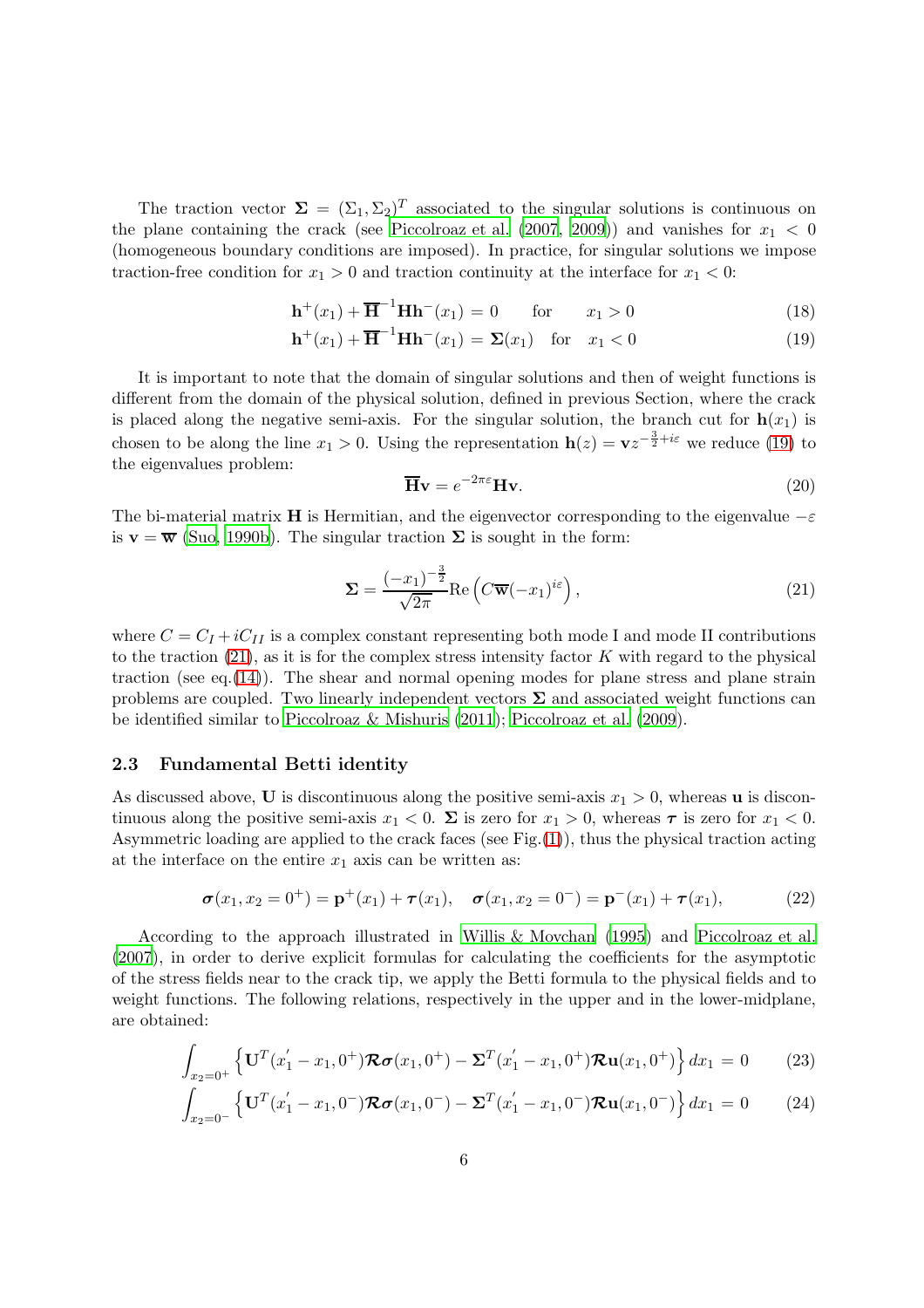The traction vector $\mathbf{\Sigma} = (\Sigma_1, \Sigma_2)^T$ associated to the singular solutions is continuous on the plane containing the crack (see Piccolroaz et al. (2007, 2009)) and vanishes for $x_1 < 0$ (homogeneous boundary conditions are imposed). In practice, for singular solutions we impose traction-free condition for $x_1 > 0$ and traction continuity at the interface for $x_1 < 0$:

$$\mathbf{h}^+(x_1) + \overline{\mathbf{H}}^{-1}\mathbf{H}\mathbf{h}^-(x_1) = 0 \qquad \text{for} \qquad x_1 > 0 \tag{18}$$

$$\mathbf{h}^+(x_1) + \overline{\mathbf{H}}^{-1}\mathbf{H}\mathbf{h}^-(x_1) = \mathbf{\Sigma}(x_1) \quad \text{for} \quad x_1 < 0 \tag{19}$$

It is important to note that the domain of singular solutions and then of weight functions is different from the domain of the physical solution, defined in previous Section, where the crack is placed along the negative semi-axis. For the singular solution, the branch cut for $\mathbf{h}(x_1)$ is chosen to be along the line $x_1 > 0$. Using the representation $\mathbf{h}(z) = \mathbf{v}z^{-\frac{3}{2}+i\varepsilon}$ we reduce (19) to the eigenvalues problem:

$$\overline{\mathbf{H}}\mathbf{v} = e^{-2\pi\varepsilon}\mathbf{H}\mathbf{v}. \tag{20}$$

The bi-material matrix $\mathbf{H}$ is Hermitian, and the eigenvector corresponding to the eigenvalue $-\varepsilon$ is $\mathbf{v} = \overline{\mathbf{w}}$ (Suo, 1990b). The singular traction $\mathbf{\Sigma}$ is sought in the form:

$$\mathbf{\Sigma} = \frac{(-x_1)^{-\frac{3}{2}}}{\sqrt{2\pi}} \mathrm{Re}\left(C\overline{\mathbf{w}}(-x_1)^{i\varepsilon}\right), \tag{21}$$

where $C = C_I + iC_{II}$ is a complex constant representing both mode I and mode II contributions to the traction (21), as it is for the complex stress intensity factor $K$ with regard to the physical traction (see eq.(14)). The shear and normal opening modes for plane stress and plane strain problems are coupled. Two linearly independent vectors $\mathbf{\Sigma}$ and associated weight functions can be identified similar to Piccolroaz & Mishuris (2011); Piccolroaz et al. (2009).

### 2.3 Fundamental Betti identity

As discussed above, $\mathbf{U}$ is discontinuous along the positive semi-axis $x_1 > 0$, whereas $\mathbf{u}$ is discontinuous along the positive semi-axis $x_1 < 0$. $\mathbf{\Sigma}$ is zero for $x_1 > 0$, whereas $\boldsymbol{\tau}$ is zero for $x_1 < 0$. Asymmetric loading are applied to the crack faces (see Fig.(1)), thus the physical traction acting at the interface on the entire $x_1$ axis can be written as:

$$\boldsymbol{\sigma}(x_1, x_2 = 0^+) = \mathbf{p}^+(x_1) + \boldsymbol{\tau}(x_1), \quad \boldsymbol{\sigma}(x_1, x_2 = 0^-) = \mathbf{p}^-(x_1) + \boldsymbol{\tau}(x_1), \tag{22}$$

According to the approach illustrated in Willis & Movchan (1995) and Piccolroaz et al. (2007), in order to derive explicit formulas for calculating the coefficients for the asymptotic of the stress fields near to the crack tip, we apply the Betti formula to the physical fields and to weight functions. The following relations, respectively in the upper and in the lower-midplane, are obtained:

$$\int_{x_2=0^+} \left\{ \mathbf{U}^T(x_1^{'} - x_1, 0^+)\boldsymbol{\mathcal{R}}\boldsymbol{\sigma}(x_1, 0^+) - \mathbf{\Sigma}^T(x_1^{'} - x_1, 0^+)\boldsymbol{\mathcal{R}}\mathbf{u}(x_1, 0^+) \right\} dx_1 = 0 \tag{23}$$

$$\int_{x_2=0^-} \left\{ \mathbf{U}^T(x_1^{'} - x_1, 0^-)\boldsymbol{\mathcal{R}}\boldsymbol{\sigma}(x_1, 0^-) - \mathbf{\Sigma}^T(x_1^{'} - x_1, 0^-)\boldsymbol{\mathcal{R}}\mathbf{u}(x_1, 0^-) \right\} dx_1 = 0 \tag{24}$$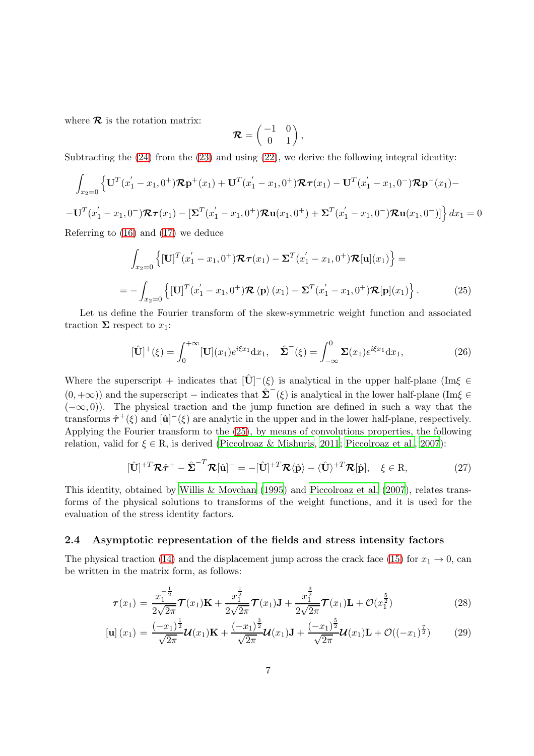where $\boldsymbol{\mathcal{R}}$ is the rotation matrix:

$$\boldsymbol{\mathcal{R}} = \begin{pmatrix} -1 & 0 \\ 0 & 1 \end{pmatrix},$$

Subtracting the (24) from the (23) and using (22), we derive the following integral identity:

$$\int_{x_2=0} \Big\{ \mathbf{U}^T(x_1^{'} - x_1, 0^+)\boldsymbol{\mathcal{R}}\mathbf{p}^+(x_1) + \mathbf{U}^T(x_1^{'} - x_1, 0^+)\boldsymbol{\mathcal{R}}\boldsymbol{\tau}(x_1) - \mathbf{U}^T(x_1^{'} - x_1, 0^-)\boldsymbol{\mathcal{R}}\mathbf{p}^-(x_1) -$$

$$-\mathbf{U}^T(x_1^{'} - x_1, 0^-)\boldsymbol{\mathcal{R}}\boldsymbol{\tau}(x_1) - [\boldsymbol{\Sigma}^T(x_1^{'} - x_1, 0^+)\boldsymbol{\mathcal{R}}\mathbf{u}(x_1, 0^+) + \boldsymbol{\Sigma}^T(x_1^{'} - x_1, 0^-)\boldsymbol{\mathcal{R}}\mathbf{u}(x_1, 0^-)] \Big\} dx_1 = 0$$

Referring to (16) and (17) we deduce

$$\int_{x_2=0} \Big\{ [\mathbf{U}]^T(x_1^{'} - x_1, 0^+)\boldsymbol{\mathcal{R}}\boldsymbol{\tau}(x_1) - \boldsymbol{\Sigma}^T(x_1^{'} - x_1, 0^+)\boldsymbol{\mathcal{R}}[\mathbf{u}](x_1) \Big\} =$$

$$= -\int_{x_2=0} \Big\{ [\mathbf{U}]^T(x_1^{'} - x_1, 0^+)\boldsymbol{\mathcal{R}} \left\langle \mathbf{p} \right\rangle (x_1) - \boldsymbol{\Sigma}^T(x_1^{'} - x_1, 0^+)\boldsymbol{\mathcal{R}}[\mathbf{p}](x_1) \Big\}. \tag{25}$$

Let us define the Fourier transform of the skew-symmetric weight function and associated traction $\boldsymbol{\Sigma}$ respect to $x_1$:

$$[\hat{\mathbf{U}}]^+(\xi) = \int_0^{+\infty} [\mathbf{U}](x_1)e^{i\xi x_1}\mathrm{d}x_1, \quad \hat{\boldsymbol{\Sigma}}^-(\xi) = \int_{-\infty}^0 \boldsymbol{\Sigma}(x_1)e^{i\xi x_1}\mathrm{d}x_1, \tag{26}$$

Where the superscript + indicates that $[\hat{\mathbf{U}}]^-(\xi)$ is analytical in the upper half-plane (Im$\xi \in (0, +\infty)$) and the superscript − indicates that $\hat{\boldsymbol{\Sigma}}^-(\xi)$ is analytical in the lower half-plane (Im$\xi \in (-\infty, 0)$). The physical traction and the jump function are defined in such a way that the transforms $\hat{\boldsymbol{\tau}}^+(\xi)$ and $[\hat{\mathbf{u}}]^-(\xi)$ are analytic in the upper and in the lower half-plane, respectively. Applying the Fourier transform to the (25), by means of convolutions properties, the following relation, valid for $\xi \in$ R, is derived (Piccolroaz & Mishuris, 2011; Piccolroaz et al., 2007):

$$[\hat{\mathbf{U}}]^{+T}\boldsymbol{\mathcal{R}}\hat{\boldsymbol{\tau}}^+ - \hat{\boldsymbol{\Sigma}}^{-T}\boldsymbol{\mathcal{R}}[\hat{\mathbf{u}}]^- = -[\hat{\mathbf{U}}]^{+T}\boldsymbol{\mathcal{R}}\langle\hat{\mathbf{p}}\rangle - \langle\hat{\mathbf{U}}\rangle^{+T}\boldsymbol{\mathcal{R}}[\hat{\mathbf{p}}], \quad \xi \in \mathrm{R}, \tag{27}$$

This identity, obtained by Willis & Movchan (1995) and Piccolroaz et al. (2007), relates transforms of the physical solutions to transforms of the weight functions, and it is used for the evaluation of the stress identity factors.

## 2.4 Asymptotic representation of the fields and stress intensity factors

The physical traction (14) and the displacement jump across the crack face (15) for $x_1 \to 0$, can be written in the matrix form, as follows:

$$\boldsymbol{\tau}(x_1) = \frac{x_1^{-\frac{1}{2}}}{2\sqrt{2\pi}}\boldsymbol{\mathcal{T}}(x_1)\mathbf{K} + \frac{x_1^{\frac{1}{2}}}{2\sqrt{2\pi}}\boldsymbol{\mathcal{T}}(x_1)\mathbf{J} + \frac{x_1^{\frac{3}{2}}}{2\sqrt{2\pi}}\boldsymbol{\mathcal{T}}(x_1)\mathbf{L} + \mathcal{O}(x_1^{\frac{5}{2}}) \tag{28}$$

$$[\mathbf{u}]\,(x_1) = \frac{(-x_1)^{\frac{1}{2}}}{\sqrt{2\pi}}\boldsymbol{\mathcal{U}}(x_1)\mathbf{K} + \frac{(-x_1)^{\frac{3}{2}}}{\sqrt{2\pi}}\boldsymbol{\mathcal{U}}(x_1)\mathbf{J} + \frac{(-x_1)^{\frac{5}{2}}}{\sqrt{2\pi}}\boldsymbol{\mathcal{U}}(x_1)\mathbf{L} + \mathcal{O}((-x_1)^{\frac{7}{2}}) \tag{29}$$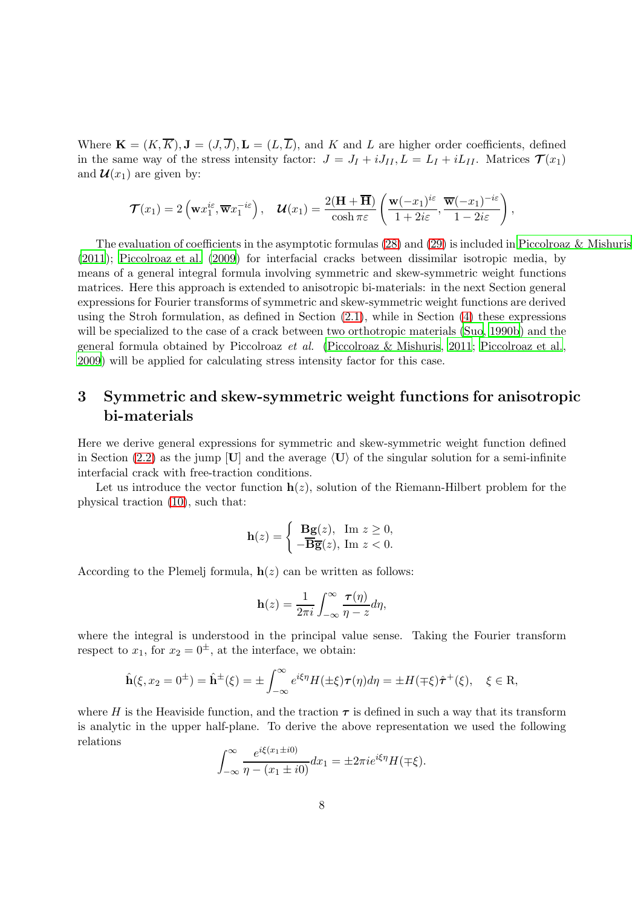Where $\mathbf{K} = (K, \overline{K}), \mathbf{J} = (J, \overline{J}), \mathbf{L} = (L, \overline{L})$, and $K$ and $L$ are higher order coefficients, defined in the same way of the stress intensity factor: $J = J_I + iJ_{II}, L = L_I + iL_{II}$. Matrices $\boldsymbol{\mathcal{T}}(x_1)$ and $\boldsymbol{\mathcal{U}}(x_1)$ are given by:

$$\boldsymbol{\mathcal{T}}(x_1) = 2\left(\mathbf{w}x_1^{i\varepsilon}, \overline{\mathbf{w}}x_1^{-i\varepsilon}\right), \quad \boldsymbol{\mathcal{U}}(x_1) = \frac{2(\mathbf{H}+\overline{\mathbf{H}})}{\cosh \pi\varepsilon}\left(\frac{\mathbf{w}(-x_1)^{i\varepsilon}}{1+2i\varepsilon}, \frac{\overline{\mathbf{w}}(-x_1)^{-i\varepsilon}}{1-2i\varepsilon}\right),$$

The evaluation of coefficients in the asymptotic formulas (28) and (29) is included in Piccolroaz & Mishuris (2011); Piccolroaz et al. (2009) for interfacial cracks between dissimilar isotropic media, by means of a general integral formula involving symmetric and skew-symmetric weight functions matrices. Here this approach is extended to anisotropic bi-materials: in the next Section general expressions for Fourier transforms of symmetric and skew-symmetric weight functions are derived using the Stroh formulation, as defined in Section (2.1), while in Section (4) these expressions will be specialized to the case of a crack between two orthotropic materials (Suo, 1990b) and the general formula obtained by Piccolroaz *et al.* (Piccolroaz & Mishuris, 2011; Piccolroaz et al., 2009) will be applied for calculating stress intensity factor for this case.

# 3 Symmetric and skew-symmetric weight functions for anisotropic bi-materials

Here we derive general expressions for symmetric and skew-symmetric weight function defined in Section (2.2) as the jump $[\mathbf{U}]$ and the average $\langle\mathbf{U}\rangle$ of the singular solution for a semi-infinite interfacial crack with free-traction conditions.

Let us introduce the vector function $\mathbf{h}(z)$, solution of the Riemann-Hilbert problem for the physical traction (10), such that:

$$\mathbf{h}(z) = \begin{cases} \mathbf{B}\mathbf{g}(z), & \text{Im } z \geq 0, \\ -\overline{\mathbf{B}}\overline{\mathbf{g}}(z), & \text{Im } z < 0. \end{cases}$$

According to the Plemelj formula, $\mathbf{h}(z)$ can be written as follows:

$$\mathbf{h}(z) = \frac{1}{2\pi i}\int_{-\infty}^{\infty}\frac{\boldsymbol{\tau}(\eta)}{\eta - z}d\eta,$$

where the integral is understood in the principal value sense. Taking the Fourier transform respect to $x_1$, for $x_2 = 0^{\pm}$, at the interface, we obtain:

$$\hat{\mathbf{h}}(\xi, x_2 = 0^{\pm}) = \hat{\mathbf{h}}^{\pm}(\xi) = \pm\int_{-\infty}^{\infty}e^{i\xi\eta}H(\pm\xi)\boldsymbol{\tau}(\eta)d\eta = \pm H(\mp\xi)\hat{\boldsymbol{\tau}}^{+}(\xi), \quad \xi \in \mathrm{R},$$

where $H$ is the Heaviside function, and the traction $\boldsymbol{\tau}$ is defined in such a way that its transform is analytic in the upper half-plane. To derive the above representation we used the following relations

$$\int_{-\infty}^{\infty}\frac{e^{i\xi(x_1\pm i0)}}{\eta - (x_1 \pm i0)}dx_1 = \pm 2\pi i e^{i\xi\eta}H(\mp\xi).$$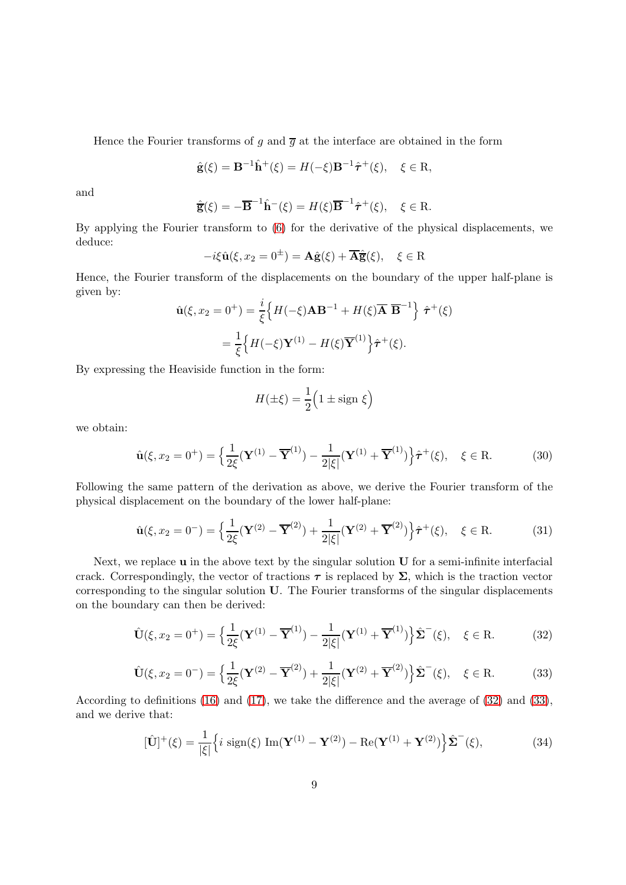Hence the Fourier transforms of $g$ and $\overline{g}$ at the interface are obtained in the form

$$\hat{\mathbf{g}}(\xi) = \mathbf{B}^{-1}\hat{\mathbf{h}}^{+}(\xi) = H(-\xi)\mathbf{B}^{-1}\hat{\boldsymbol{\tau}}^{+}(\xi), \quad \xi \in \mathrm{R},$$

and

$$\hat{\overline{\mathbf{g}}}(\xi) = -\overline{\mathbf{B}}^{-1}\hat{\mathbf{h}}^{-}(\xi) = H(\xi)\overline{\mathbf{B}}^{-1}\hat{\boldsymbol{\tau}}^{+}(\xi), \quad \xi \in \mathrm{R}.$$

By applying the Fourier transform to (6) for the derivative of the physical displacements, we deduce:

$$-i\xi\hat{\mathbf{u}}(\xi, x_2 = 0^{\pm}) = \mathbf{A}\hat{\mathbf{g}}(\xi) + \overline{\mathbf{A}}\hat{\overline{\mathbf{g}}}(\xi), \quad \xi \in \mathrm{R}$$

Hence, the Fourier transform of the displacements on the boundary of the upper half-plane is given by:

$$\begin{aligned}
\hat{\mathbf{u}}(\xi, x_2 = 0^{+}) &= \frac{i}{\xi}\Big\{H(-\xi)\mathbf{A}\mathbf{B}^{-1} + H(\xi)\overline{\mathbf{A}}\ \overline{\mathbf{B}}^{-1}\Big\}\ \hat{\boldsymbol{\tau}}^{+}(\xi) \\
&= \frac{1}{\xi}\Big\{H(-\xi)\mathbf{Y}^{(1)} - H(\xi)\overline{\mathbf{Y}}^{(1)}\Big\}\hat{\boldsymbol{\tau}}^{+}(\xi).
\end{aligned}$$

By expressing the Heaviside function in the form:

$$H(\pm\xi) = \frac{1}{2}\Big(1 \pm \mathrm{sign}\ \xi\Big)$$

we obtain:

$$\hat{\mathbf{u}}(\xi, x_2 = 0^{+}) = \Big\{\frac{1}{2\xi}(\mathbf{Y}^{(1)} - \overline{\mathbf{Y}}^{(1)}) - \frac{1}{2|\xi|}(\mathbf{Y}^{(1)} + \overline{\mathbf{Y}}^{(1)})\Big\}\hat{\boldsymbol{\tau}}^{+}(\xi), \quad \xi \in \mathrm{R}. \tag{30}$$

Following the same pattern of the derivation as above, we derive the Fourier transform of the physical displacement on the boundary of the lower half-plane:

$$\hat{\mathbf{u}}(\xi, x_2 = 0^{-}) = \Big\{\frac{1}{2\xi}(\mathbf{Y}^{(2)} - \overline{\mathbf{Y}}^{(2)}) + \frac{1}{2|\xi|}(\mathbf{Y}^{(2)} + \overline{\mathbf{Y}}^{(2)})\Big\}\hat{\boldsymbol{\tau}}^{+}(\xi), \quad \xi \in \mathrm{R}. \tag{31}$$

Next, we replace $\mathbf{u}$ in the above text by the singular solution $\mathbf{U}$ for a semi-infinite interfacial crack. Correspondingly, the vector of tractions $\boldsymbol{\tau}$ is replaced by $\boldsymbol{\Sigma}$, which is the traction vector corresponding to the singular solution $\mathbf{U}$. The Fourier transforms of the singular displacements on the boundary can then be derived:

$$\hat{\mathbf{U}}(\xi, x_2 = 0^{+}) = \Big\{\frac{1}{2\xi}(\mathbf{Y}^{(1)} - \overline{\mathbf{Y}}^{(1)}) - \frac{1}{2|\xi|}(\mathbf{Y}^{(1)} + \overline{\mathbf{Y}}^{(1)})\Big\}\hat{\boldsymbol{\Sigma}}^{-}(\xi), \quad \xi \in \mathrm{R}. \tag{32}$$

$$\hat{\mathbf{U}}(\xi, x_2 = 0^{-}) = \Big\{\frac{1}{2\xi}(\mathbf{Y}^{(2)} - \overline{\mathbf{Y}}^{(2)}) + \frac{1}{2|\xi|}(\mathbf{Y}^{(2)} + \overline{\mathbf{Y}}^{(2)})\Big\}\hat{\boldsymbol{\Sigma}}^{-}(\xi), \quad \xi \in \mathrm{R}. \tag{33}$$

According to definitions (16) and (17), we take the difference and the average of (32) and (33), and we derive that:

$$[\hat{\mathbf{U}}]^{+}(\xi) = \frac{1}{|\xi|}\Big\{i\ \mathrm{sign}(\xi)\ \mathrm{Im}(\mathbf{Y}^{(1)} - \mathbf{Y}^{(2)}) - \mathrm{Re}(\mathbf{Y}^{(1)} + \mathbf{Y}^{(2)})\Big\}\hat{\boldsymbol{\Sigma}}^{-}(\xi), \tag{34}$$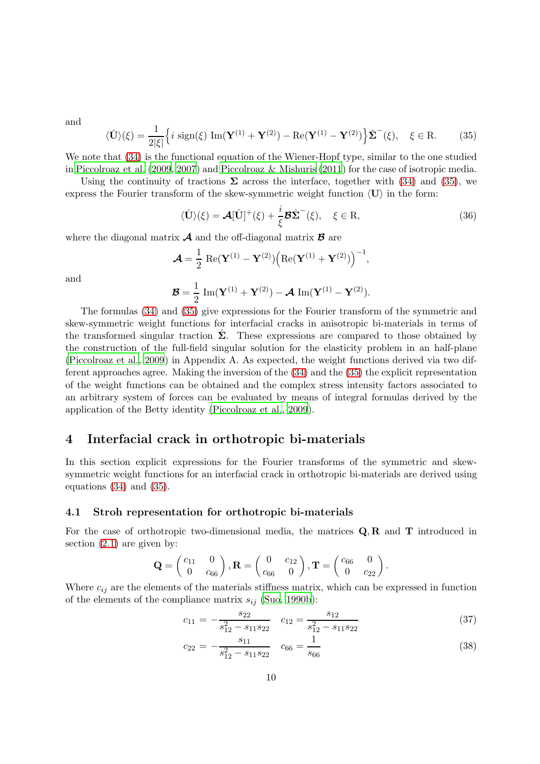and

$$\langle \hat{\mathbf{U}} \rangle(\xi) = \frac{1}{2|\xi|} \Big\{ i \ \mathrm{sign}(\xi) \ \mathrm{Im}(\mathbf{Y}^{(1)} + \mathbf{Y}^{(2)}) - \mathrm{Re}(\mathbf{Y}^{(1)} - \mathbf{Y}^{(2)}) \Big\} \hat{\mathbf{\Sigma}}^{-}(\xi), \quad \xi \in \mathrm{R}. \tag{35}$$

We note that (34) is the functional equation of the Wiener-Hopf type, similar to the one studied in Piccolroaz et al. (2009, 2007) and Piccolroaz & Mishuris (2011) for the case of isotropic media.

Using the continuity of tractions $\mathbf{\Sigma}$ across the interface, together with (34) and (35), we express the Fourier transform of the skew-symmetric weight function $\langle \mathbf{U} \rangle$ in the form:

$$\langle \hat{\mathbf{U}} \rangle(\xi) = \boldsymbol{\mathcal{A}} [\hat{\mathbf{U}}]^{+}(\xi) + \frac{i}{\xi} \boldsymbol{\mathcal{B}} \hat{\mathbf{\Sigma}}^{-}(\xi), \quad \xi \in \mathrm{R}, \tag{36}$$

where the diagonal matrix $\boldsymbol{\mathcal{A}}$ and the off-diagonal matrix $\boldsymbol{\mathcal{B}}$ are

$$\boldsymbol{\mathcal{A}} = \frac{1}{2} \ \mathrm{Re}(\mathbf{Y}^{(1)} - \mathbf{Y}^{(2)}) \Big( \mathrm{Re}(\mathbf{Y}^{(1)} + \mathbf{Y}^{(2)}) \Big)^{-1},$$

and

$$\boldsymbol{\mathcal{B}} = \frac{1}{2} \ \mathrm{Im}(\mathbf{Y}^{(1)} + \mathbf{Y}^{(2)}) - \boldsymbol{\mathcal{A}} \ \mathrm{Im}(\mathbf{Y}^{(1)} - \mathbf{Y}^{(2)}).$$

The formulas (34) and (35) give expressions for the Fourier transform of the symmetric and skew-symmetric weight functions for interfacial cracks in anisotropic bi-materials in terms of the transformed singular traction $\hat{\mathbf{\Sigma}}$. These expressions are compared to those obtained by the construction of the full-field singular solution for the elasticity problem in an half-plane (Piccolroaz et al., 2009) in Appendix A. As expected, the weight functions derived via two different approaches agree. Making the inversion of the (34) and the (35) the explicit representation of the weight functions can be obtained and the complex stress intensity factors associated to an arbitrary system of forces can be evaluated by means of integral formulas derived by the application of the Betty identity (Piccolroaz et al., 2009).

# 4 Interfacial crack in orthotropic bi-materials

In this section explicit expressions for the Fourier transforms of the symmetric and skew-symmetric weight functions for an interfacial crack in orthotropic bi-materials are derived using equations (34) and (35).

## 4.1 Stroh representation for orthotropic bi-materials

For the case of orthotropic two-dimensional media, the matrices $\mathbf{Q}, \mathbf{R}$ and $\mathbf{T}$ introduced in section (2.1) are given by:

$$\mathbf{Q} = \begin{pmatrix} c_{11} & 0 \\ 0 & c_{66} \end{pmatrix}, \mathbf{R} = \begin{pmatrix} 0 & c_{12} \\ c_{66} & 0 \end{pmatrix}, \mathbf{T} = \begin{pmatrix} c_{66} & 0 \\ 0 & c_{22} \end{pmatrix}.$$

Where $c_{ij}$ are the elements of the materials stiffness matrix, which can be expressed in function of the elements of the compliance matrix $s_{ij}$ (Suo, 1990b):

$$c_{11} = -\frac{s_{22}}{s_{12}^2 - s_{11}s_{22}} \quad c_{12} = \frac{s_{12}}{s_{12}^2 - s_{11}s_{22}} \tag{37}$$

$$c_{22} = -\frac{s_{11}}{s_{12}^2 - s_{11}s_{22}} \quad c_{66} = \frac{1}{s_{66}} \tag{38}$$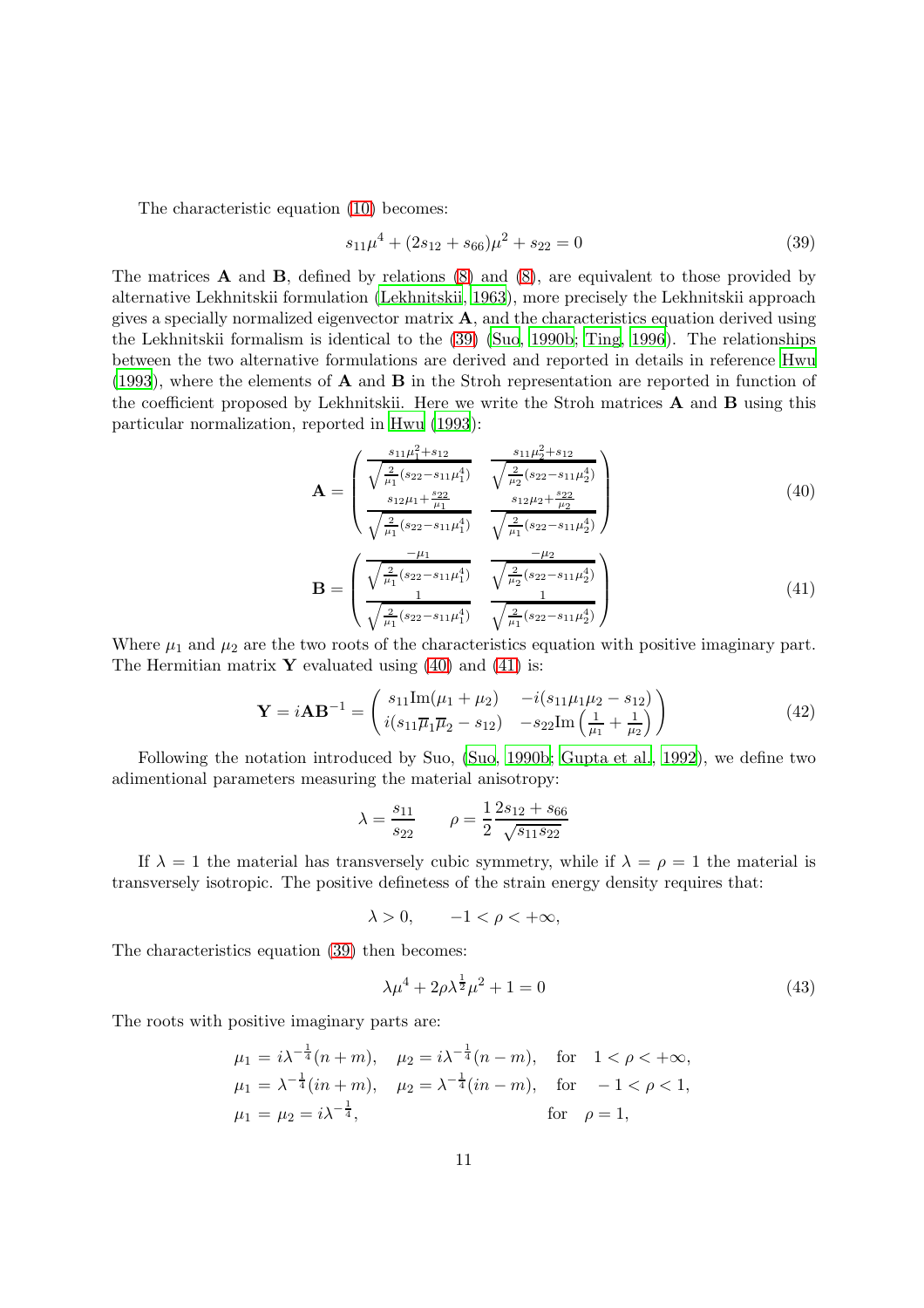The characteristic equation (10) becomes:

$$s_{11}\mu^4 + (2s_{12} + s_{66})\mu^2 + s_{22} = 0 \tag{39}$$

The matrices $\mathbf{A}$ and $\mathbf{B}$, defined by relations (8) and (8), are equivalent to those provided by alternative Lekhnitskii formulation (Lekhnitskii, 1963), more precisely the Lekhnitskii approach gives a specially normalized eigenvector matrix $\mathbf{A}$, and the characteristics equation derived using the Lekhnitskii formalism is identical to the (39) (Suo, 1990b; Ting, 1996). The relationships between the two alternative formulations are derived and reported in details in reference Hwu (1993), where the elements of $\mathbf{A}$ and $\mathbf{B}$ in the Stroh representation are reported in function of the coefficient proposed by Lekhnitskii. Here we write the Stroh matrices $\mathbf{A}$ and $\mathbf{B}$ using this particular normalization, reported in Hwu (1993):

$$\mathbf{A} = \begin{pmatrix} \frac{s_{11}\mu_1^2 + s_{12}}{\sqrt{\frac{2}{\mu_1}(s_{22} - s_{11}\mu_1^4)}} & \frac{s_{11}\mu_2^2 + s_{12}}{\sqrt{\frac{2}{\mu_2}(s_{22} - s_{11}\mu_2^4)}} \\ \frac{s_{12}\mu_1 + \frac{s_{22}}{\mu_1}}{\sqrt{\frac{2}{\mu_1}(s_{22} - s_{11}\mu_1^4)}} & \frac{s_{12}\mu_2 + \frac{s_{22}}{\mu_2}}{\sqrt{\frac{2}{\mu_1}(s_{22} - s_{11}\mu_2^4)}} \end{pmatrix} \tag{40}$$

$$\mathbf{B} = \begin{pmatrix} \frac{-\mu_1}{\sqrt{\frac{2}{\mu_1}(s_{22} - s_{11}\mu_1^4)}} & \frac{-\mu_2}{\sqrt{\frac{2}{\mu_2}(s_{22} - s_{11}\mu_2^4)}} \\ \frac{1}{\sqrt{\frac{2}{\mu_1}(s_{22} - s_{11}\mu_1^4)}} & \frac{1}{\sqrt{\frac{2}{\mu_1}(s_{22} - s_{11}\mu_2^4)}} \end{pmatrix} \tag{41}$$

Where $\mu_1$ and $\mu_2$ are the two roots of the characteristics equation with positive imaginary part. The Hermitian matrix $\mathbf{Y}$ evaluated using (40) and (41) is:

$$\mathbf{Y} = i\mathbf{A}\mathbf{B}^{-1} = \begin{pmatrix} s_{11}\mathrm{Im}(\mu_1 + \mu_2) & -i(s_{11}\mu_1\mu_2 - s_{12}) \\ i(s_{11}\overline{\mu}_1\overline{\mu}_2 - s_{12}) & -s_{22}\mathrm{Im}\left(\frac{1}{\mu_1} + \frac{1}{\mu_2}\right) \end{pmatrix} \tag{42}$$

Following the notation introduced by Suo, (Suo, 1990b; Gupta et al., 1992), we define two adimentional parameters measuring the material anisotropy:

$$\lambda = \frac{s_{11}}{s_{22}} \qquad \rho = \frac{1}{2}\frac{2s_{12} + s_{66}}{\sqrt{s_{11}s_{22}}}$$

If $\lambda = 1$ the material has transversely cubic symmetry, while if $\lambda = \rho = 1$ the material is transversely isotropic. The positive definetess of the strain energy density requires that:

$$\lambda > 0, \qquad -1 < \rho < +\infty,$$

The characteristics equation (39) then becomes:

$$\lambda\mu^4 + 2\rho\lambda^{\frac{1}{2}}\mu^2 + 1 = 0 \tag{43}$$

The roots with positive imaginary parts are:

$$\begin{aligned}
&\mu_1 = i\lambda^{-\frac{1}{4}}(n + m), \quad \mu_2 = i\lambda^{-\frac{1}{4}}(n - m), \quad \text{for} \quad 1 < \rho < +\infty, \\
&\mu_1 = \lambda^{-\frac{1}{4}}(in + m), \quad \mu_2 = \lambda^{-\frac{1}{4}}(in - m), \quad \text{for} \quad -1 < \rho < 1, \\
&\mu_1 = \mu_2 = i\lambda^{-\frac{1}{4}}, \qquad\qquad\qquad\qquad\qquad \text{for} \quad \rho = 1,
\end{aligned}$$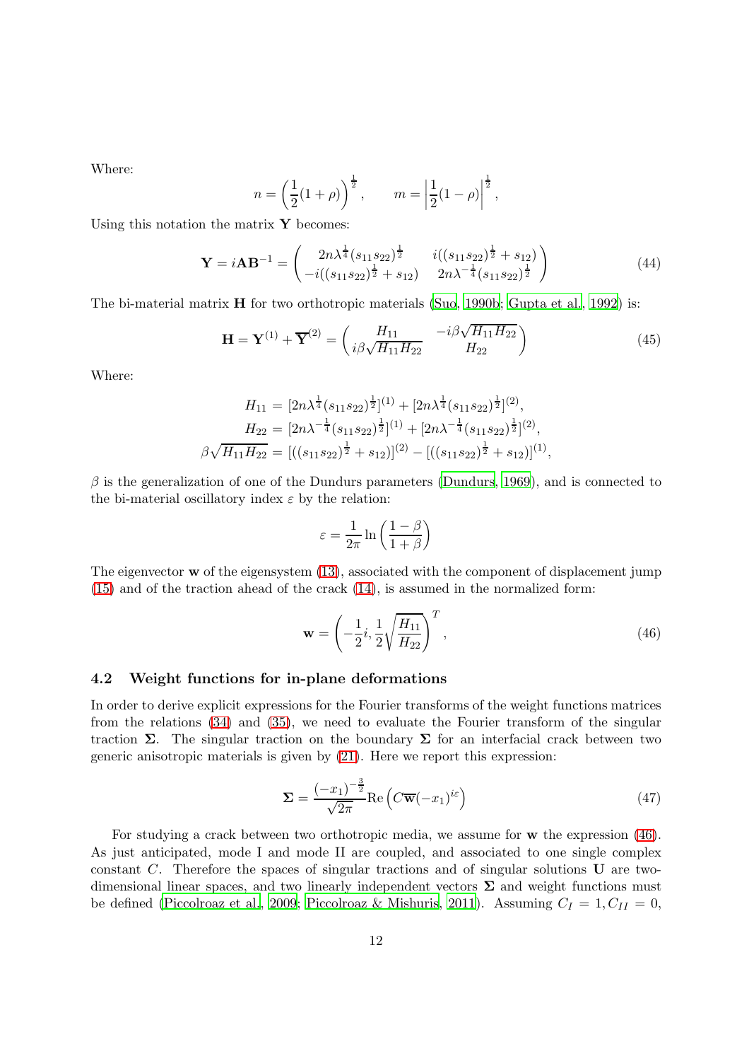Where:

$$n = \left(\frac{1}{2}(1+\rho)\right)^{\frac{1}{2}}, \qquad m = \left|\frac{1}{2}(1-\rho)\right|^{\frac{1}{2}},$$

Using this notation the matrix $\mathbf{Y}$ becomes:

$$\mathbf{Y} = i\mathbf{A}\mathbf{B}^{-1} = \begin{pmatrix} 2n\lambda^{\frac{1}{4}}(s_{11}s_{22})^{\frac{1}{2}} & i((s_{11}s_{22})^{\frac{1}{2}} + s_{12}) \\ -i((s_{11}s_{22})^{\frac{1}{2}} + s_{12}) & 2n\lambda^{-\frac{1}{4}}(s_{11}s_{22})^{\frac{1}{2}} \end{pmatrix} \tag{44}$$

The bi-material matrix $\mathbf{H}$ for two orthotropic materials (Suo, 1990b; Gupta et al., 1992) is:

$$\mathbf{H} = \mathbf{Y}^{(1)} + \overline{\mathbf{Y}}^{(2)} = \begin{pmatrix} H_{11} & -i\beta\sqrt{H_{11}H_{22}} \\ i\beta\sqrt{H_{11}H_{22}} & H_{22} \end{pmatrix} \tag{45}$$

Where:

$$\begin{aligned} H_{11} &= [2n\lambda^{\frac{1}{4}}(s_{11}s_{22})^{\frac{1}{2}}]^{(1)} + [2n\lambda^{\frac{1}{4}}(s_{11}s_{22})^{\frac{1}{2}}]^{(2)}, \\ H_{22} &= [2n\lambda^{-\frac{1}{4}}(s_{11}s_{22})^{\frac{1}{2}}]^{(1)} + [2n\lambda^{-\frac{1}{4}}(s_{11}s_{22})^{\frac{1}{2}}]^{(2)}, \\ \beta\sqrt{H_{11}H_{22}} &= [((s_{11}s_{22})^{\frac{1}{2}} + s_{12})]^{(2)} - [((s_{11}s_{22})^{\frac{1}{2}} + s_{12})]^{(1)}, \end{aligned}$$

$\beta$ is the generalization of one of the Dundurs parameters (Dundurs, 1969), and is connected to the bi-material oscillatory index $\varepsilon$ by the relation:

$$\varepsilon = \frac{1}{2\pi}\ln\left(\frac{1-\beta}{1+\beta}\right)$$

The eigenvector $\mathbf{w}$ of the eigensystem (13), associated with the component of displacement jump (15) and of the traction ahead of the crack (14), is assumed in the normalized form:

$$\mathbf{w} = \left(-\frac{1}{2}i, \frac{1}{2}\sqrt{\frac{H_{11}}{H_{22}}}\right)^T, \tag{46}$$

### 4.2 Weight functions for in-plane deformations

In order to derive explicit expressions for the Fourier transforms of the weight functions matrices from the relations (34) and (35), we need to evaluate the Fourier transform of the singular traction $\mathbf{\Sigma}$. The singular traction on the boundary $\mathbf{\Sigma}$ for an interfacial crack between two generic anisotropic materials is given by (21). Here we report this expression:

$$\mathbf{\Sigma} = \frac{(-x_1)^{-\frac{3}{2}}}{\sqrt{2\pi}}\mathrm{Re}\left(C\overline{\mathbf{w}}(-x_1)^{i\varepsilon}\right) \tag{47}$$

For studying a crack between two orthotropic media, we assume for $\mathbf{w}$ the expression (46). As just anticipated, mode I and mode II are coupled, and associated to one single complex constant $C$. Therefore the spaces of singular tractions and of singular solutions $\mathbf{U}$ are two-dimensional linear spaces, and two linearly independent vectors $\mathbf{\Sigma}$ and weight functions must be defined (Piccolroaz et al., 2009; Piccolroaz & Mishuris, 2011). Assuming $C_I = 1, C_{II} = 0$,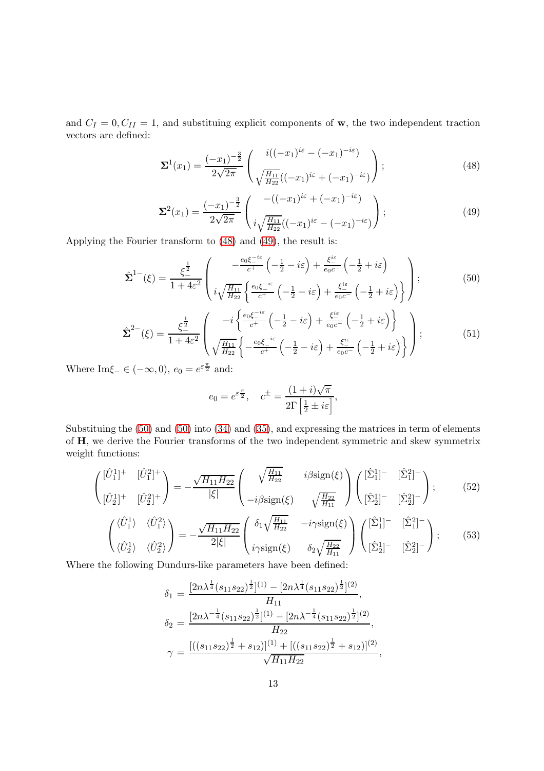and $C_I = 0, C_{II} = 1$, and substituing explicit components of $\mathbf{w}$, the two independent traction vectors are defined:

$$\mathbf{\Sigma}^1(x_1) = \frac{(-x_1)^{-\frac{3}{2}}}{2\sqrt{2\pi}} \begin{pmatrix} i((-x_1)^{i\varepsilon} - (-x_1)^{-i\varepsilon}) \\ \sqrt{\frac{H_{11}}{H_{22}}}((-x_1)^{i\varepsilon} + (-x_1)^{-i\varepsilon}) \end{pmatrix}; \tag{48}$$

$$\mathbf{\Sigma}^2(x_1) = \frac{(-x_1)^{-\frac{3}{2}}}{2\sqrt{2\pi}} \begin{pmatrix} -((-x_1)^{i\varepsilon} + (-x_1)^{-i\varepsilon}) \\ i\sqrt{\frac{H_{11}}{H_{22}}}((-x_1)^{i\varepsilon} - (-x_1)^{-i\varepsilon}) \end{pmatrix}; \tag{49}$$

Applying the Fourier transform to (48) and (49), the result is:

$$\hat{\mathbf{\Sigma}}^{1-}(\xi) = \frac{\xi_-^{\frac{1}{2}}}{1+4\varepsilon^2} \begin{pmatrix} -\frac{e_0\xi_-^{-i\varepsilon}}{c^+}\left(-\frac{1}{2} - i\varepsilon\right) + \frac{\xi_-^{i\varepsilon}}{e_0 c^-}\left(-\frac{1}{2} + i\varepsilon\right) \\ i\sqrt{\frac{H_{11}}{H_{22}}}\left\{\frac{e_0\xi_-^{-i\varepsilon}}{c^+}\left(-\frac{1}{2} - i\varepsilon\right) + \frac{\xi_-^{i\varepsilon}}{e_0 c^-}\left(-\frac{1}{2} + i\varepsilon\right)\right\} \end{pmatrix}; \tag{50}$$

$$\hat{\mathbf{\Sigma}}^{2-}(\xi) = \frac{\xi_-^{\frac{1}{2}}}{1+4\varepsilon^2} \begin{pmatrix} -i\left\{\frac{e_0\xi_-^{-i\varepsilon}}{c^+}\left(-\frac{1}{2} - i\varepsilon\right) + \frac{\xi_-^{i\varepsilon}}{e_0 c^-}\left(-\frac{1}{2} + i\varepsilon\right)\right\} \\ \sqrt{\frac{H_{11}}{H_{22}}}\left\{-\frac{e_0\xi_-^{-i\varepsilon}}{c^+}\left(-\frac{1}{2} - i\varepsilon\right) + \frac{\xi_-^{i\varepsilon}}{e_0 c^-}\left(-\frac{1}{2} + i\varepsilon\right)\right\} \end{pmatrix}; \tag{51}$$

Where $\mathrm{Im}\xi_- \in (-\infty, 0)$, $e_0 = e^{\varepsilon\frac{\pi}{2}}$ and:

$$e_0 = e^{\varepsilon\frac{\pi}{2}}, \quad c^{\pm} = \frac{(1+i)\sqrt{\pi}}{2\Gamma\left[\frac{1}{2} \pm i\varepsilon\right]},$$

Substituing the (50) and (50) into (34) and (35), and expressing the matrices in term of elements of $\mathbf{H}$, we derive the Fourier transforms of the two independent symmetric and skew symmetrix weight functions:

$$\begin{pmatrix} [\hat{U}_1^1]^+ & [\hat{U}_1^2]^+ \\ [\hat{U}_2^1]^+ & [\hat{U}_2^2]^+ \end{pmatrix} = -\frac{\sqrt{H_{11}H_{22}}}{|\xi|} \begin{pmatrix} \sqrt{\frac{H_{11}}{H_{22}}} & i\beta\mathrm{sign}(\xi) \\ -i\beta\mathrm{sign}(\xi) & \sqrt{\frac{H_{22}}{H_{11}}} \end{pmatrix} \begin{pmatrix} [\hat{\Sigma}_1^1]^- & [\hat{\Sigma}_1^2]^- \\ [\hat{\Sigma}_2^1]^- & [\hat{\Sigma}_2^2]^- \end{pmatrix}; \tag{52}$$

$$\begin{pmatrix} \langle\hat{U}_1^1\rangle & \langle\hat{U}_1^2\rangle \\ \langle\hat{U}_2^1\rangle & \langle\hat{U}_2^2\rangle \end{pmatrix} = -\frac{\sqrt{H_{11}H_{22}}}{2|\xi|} \begin{pmatrix} \delta_1\sqrt{\frac{H_{11}}{H_{22}}} & -i\gamma\mathrm{sign}(\xi) \\ i\gamma\mathrm{sign}(\xi) & \delta_2\sqrt{\frac{H_{22}}{H_{11}}} \end{pmatrix} \begin{pmatrix} [\hat{\Sigma}_1^1]^- & [\hat{\Sigma}_1^2]^- \\ [\hat{\Sigma}_2^1]^- & [\hat{\Sigma}_2^2]^- \end{pmatrix}; \tag{53}$$

Where the following Dundurs-like parameters have been defined:

$$\delta_1 = \frac{[2n\lambda^{\frac{1}{4}}(s_{11}s_{22})^{\frac{1}{2}}]^{(1)} - [2n\lambda^{\frac{1}{4}}(s_{11}s_{22})^{\frac{1}{2}}]^{(2)}}{H_{11}},$$

$$\delta_2 = \frac{[2n\lambda^{-\frac{1}{4}}(s_{11}s_{22})^{\frac{1}{2}}]^{(1)} - [2n\lambda^{-\frac{1}{4}}(s_{11}s_{22})^{\frac{1}{2}}]^{(2)}}{H_{22}},$$

$$\gamma = \frac{[((s_{11}s_{22})^{\frac{1}{2}} + s_{12})]^{(1)} + [((s_{11}s_{22})^{\frac{1}{2}} + s_{12})]^{(2)}}{\sqrt{H_{11}H_{22}}},$$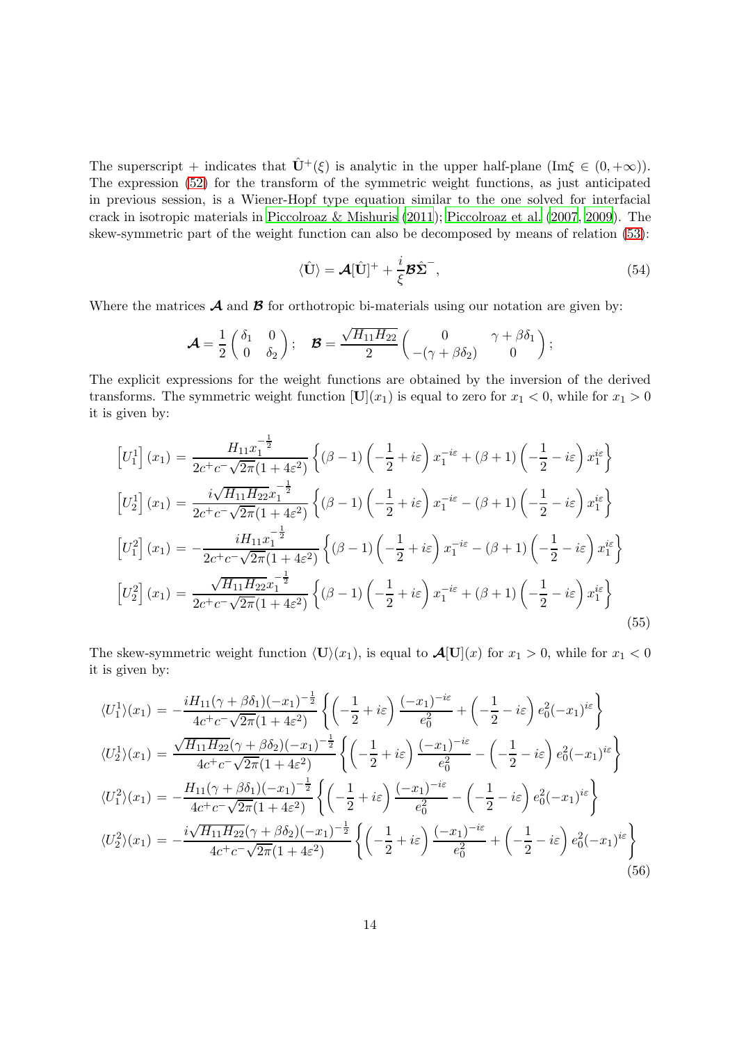The superscript + indicates that $\hat{\mathbf{U}}^+(\xi)$ is analytic in the upper half-plane ($\text{Im}\xi \in (0, +\infty)$). The expression (52) for the transform of the symmetric weight functions, as just anticipated in previous session, is a Wiener-Hopf type equation similar to the one solved for interfacial crack in isotropic materials in Piccolroaz & Mishuris (2011); Piccolroaz et al. (2007, 2009). The skew-symmetric part of the weight function can also be decomposed by means of relation (53):

$$
\langle \hat{\mathbf{U}} \rangle = \boldsymbol{\mathcal{A}}[\hat{\mathbf{U}}]^+ + \frac{i}{\xi}\boldsymbol{\mathcal{B}}\hat{\boldsymbol{\Sigma}}^-, \tag{54}
$$

Where the matrices $\boldsymbol{\mathcal{A}}$ and $\boldsymbol{\mathcal{B}}$ for orthotropic bi-materials using our notation are given by:

$$
\boldsymbol{\mathcal{A}} = \frac{1}{2}\begin{pmatrix} \delta_1 & 0 \\ 0 & \delta_2 \end{pmatrix}; \quad \boldsymbol{\mathcal{B}} = \frac{\sqrt{H_{11}H_{22}}}{2}\begin{pmatrix} 0 & \gamma + \beta\delta_1 \\ -(\gamma + \beta\delta_2) & 0 \end{pmatrix};
$$

The explicit expressions for the weight functions are obtained by the inversion of the derived transforms. The symmetric weight function $[\mathbf{U}](x_1)$ is equal to zero for $x_1 < 0$, while for $x_1 > 0$ it is given by:

$$
\begin{aligned}
\left[U_1^1\right](x_1) &= \frac{H_{11}x_1^{-\frac{1}{2}}}{2c^+c^-\sqrt{2\pi}(1+4\varepsilon^2)}\left\{(\beta-1)\left(-\frac{1}{2}+i\varepsilon\right)x_1^{-i\varepsilon} + (\beta+1)\left(-\frac{1}{2}-i\varepsilon\right)x_1^{i\varepsilon}\right\} \\
\left[U_2^1\right](x_1) &= \frac{i\sqrt{H_{11}H_{22}}x_1^{-\frac{1}{2}}}{2c^+c^-\sqrt{2\pi}(1+4\varepsilon^2)}\left\{(\beta-1)\left(-\frac{1}{2}+i\varepsilon\right)x_1^{-i\varepsilon} - (\beta+1)\left(-\frac{1}{2}-i\varepsilon\right)x_1^{i\varepsilon}\right\} \\
\left[U_1^2\right](x_1) &= -\frac{iH_{11}x_1^{-\frac{1}{2}}}{2c^+c^-\sqrt{2\pi}(1+4\varepsilon^2)}\left\{(\beta-1)\left(-\frac{1}{2}+i\varepsilon\right)x_1^{-i\varepsilon} - (\beta+1)\left(-\frac{1}{2}-i\varepsilon\right)x_1^{i\varepsilon}\right\} \\
\left[U_2^2\right](x_1) &= \frac{\sqrt{H_{11}H_{22}}x_1^{-\frac{1}{2}}}{2c^+c^-\sqrt{2\pi}(1+4\varepsilon^2)}\left\{(\beta-1)\left(-\frac{1}{2}+i\varepsilon\right)x_1^{-i\varepsilon} + (\beta+1)\left(-\frac{1}{2}-i\varepsilon\right)x_1^{i\varepsilon}\right\}
\end{aligned}
\tag{55}
$$

The skew-symmetric weight function $\langle \mathbf{U} \rangle(x_1)$, is equal to $\boldsymbol{\mathcal{A}}[\mathbf{U}](x)$ for $x_1 > 0$, while for $x_1 < 0$ it is given by:

$$
\begin{aligned}
\langle U_1^1 \rangle(x_1) &= -\frac{iH_{11}(\gamma+\beta\delta_1)(-x_1)^{-\frac{1}{2}}}{4c^+c^-\sqrt{2\pi}(1+4\varepsilon^2)}\left\{\left(-\frac{1}{2}+i\varepsilon\right)\frac{(-x_1)^{-i\varepsilon}}{e_0^2} + \left(-\frac{1}{2}-i\varepsilon\right)e_0^2(-x_1)^{i\varepsilon}\right\} \\
\langle U_2^1 \rangle(x_1) &= \frac{\sqrt{H_{11}H_{22}}(\gamma+\beta\delta_2)(-x_1)^{-\frac{1}{2}}}{4c^+c^-\sqrt{2\pi}(1+4\varepsilon^2)}\left\{\left(-\frac{1}{2}+i\varepsilon\right)\frac{(-x_1)^{-i\varepsilon}}{e_0^2} - \left(-\frac{1}{2}-i\varepsilon\right)e_0^2(-x_1)^{i\varepsilon}\right\} \\
\langle U_1^2 \rangle(x_1) &= -\frac{H_{11}(\gamma+\beta\delta_1)(-x_1)^{-\frac{1}{2}}}{4c^+c^-\sqrt{2\pi}(1+4\varepsilon^2)}\left\{\left(-\frac{1}{2}+i\varepsilon\right)\frac{(-x_1)^{-i\varepsilon}}{e_0^2} - \left(-\frac{1}{2}-i\varepsilon\right)e_0^2(-x_1)^{i\varepsilon}\right\} \\
\langle U_2^2 \rangle(x_1) &= -\frac{i\sqrt{H_{11}H_{22}}(\gamma+\beta\delta_2)(-x_1)^{-\frac{1}{2}}}{4c^+c^-\sqrt{2\pi}(1+4\varepsilon^2)}\left\{\left(-\frac{1}{2}+i\varepsilon\right)\frac{(-x_1)^{-i\varepsilon}}{e_0^2} + \left(-\frac{1}{2}-i\varepsilon\right)e_0^2(-x_1)^{i\varepsilon}\right\}
\end{aligned}
\tag{56}
$$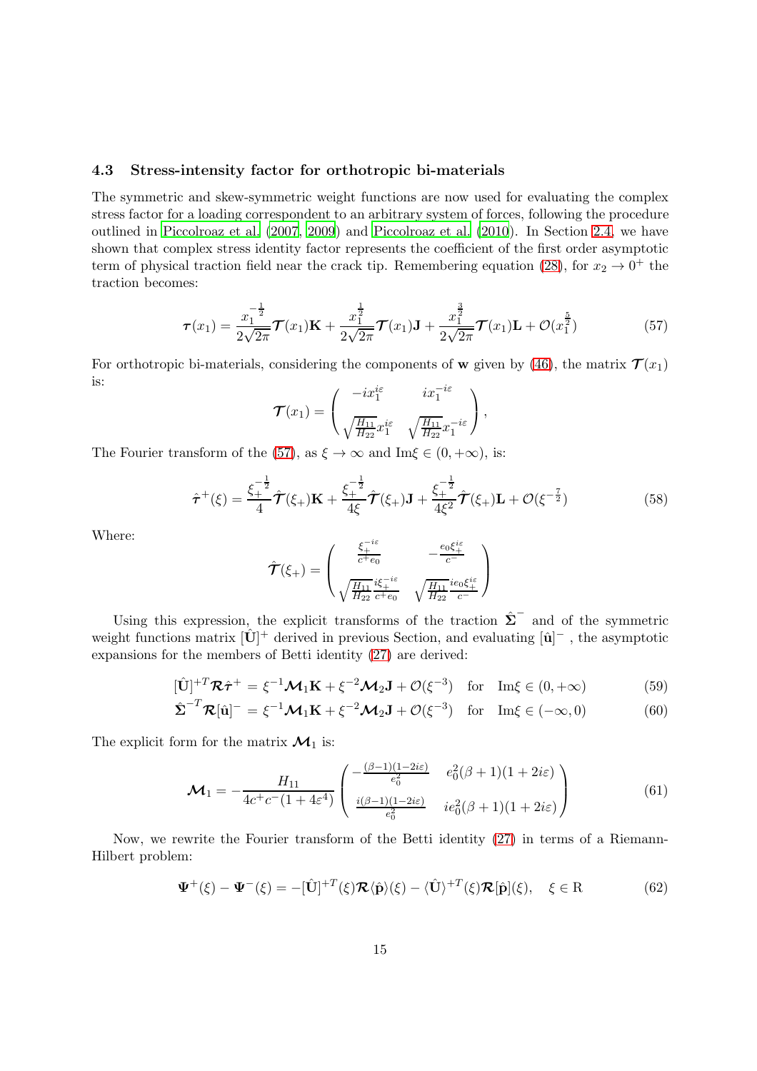### 4.3 Stress-intensity factor for orthotropic bi-materials

The symmetric and skew-symmetric weight functions are now used for evaluating the complex stress factor for a loading correspondent to an arbitrary system of forces, following the procedure outlined in Piccolroaz et al. (2007, 2009) and Piccolroaz et al. (2010). In Section 2.4, we have shown that complex stress identity factor represents the coefficient of the first order asymptotic term of physical traction field near the crack tip. Remembering equation (28), for $x_2 \to 0^+$ the traction becomes:

$$
\boldsymbol{\tau}(x_1) = \frac{x_1^{-\frac{1}{2}}}{2\sqrt{2\pi}}\boldsymbol{\mathcal{T}}(x_1)\mathbf{K} + \frac{x_1^{\frac{1}{2}}}{2\sqrt{2\pi}}\boldsymbol{\mathcal{T}}(x_1)\mathbf{J} + \frac{x_1^{\frac{3}{2}}}{2\sqrt{2\pi}}\boldsymbol{\mathcal{T}}(x_1)\mathbf{L} + \mathcal{O}(x_1^{\frac{5}{2}}) \tag{57}
$$

For orthotropic bi-materials, considering the components of $\mathbf{w}$ given by (46), the matrix $\boldsymbol{\mathcal{T}}(x_1)$ is:

$$
\boldsymbol{\mathcal{T}}(x_1) = \begin{pmatrix} -ix_1^{i\varepsilon} & ix_1^{-i\varepsilon} \\ \sqrt{\frac{H_{11}}{H_{22}}}x_1^{i\varepsilon} & \sqrt{\frac{H_{11}}{H_{22}}}x_1^{-i\varepsilon} \end{pmatrix},
$$

The Fourier transform of the (57), as $\xi \to \infty$ and $\mathrm{Im}\xi \in (0, +\infty)$, is:

$$
\hat{\boldsymbol{\tau}}^+(\xi) = \frac{\xi_+^{-\frac{1}{2}}}{4}\hat{\boldsymbol{\mathcal{T}}}(\xi_+)\mathbf{K} + \frac{\xi_+^{-\frac{1}{2}}}{4\xi}\hat{\boldsymbol{\mathcal{T}}}(\xi_+)\mathbf{J} + \frac{\xi_+^{-\frac{1}{2}}}{4\xi^2}\hat{\boldsymbol{\mathcal{T}}}(\xi_+)\mathbf{L} + \mathcal{O}(\xi^{-\frac{7}{2}}) \tag{58}
$$

Where:

$$
\hat{\boldsymbol{\mathcal{T}}}(\xi_+) = \begin{pmatrix} \frac{\xi_+^{-i\varepsilon}}{c^+e_0} & -\frac{e_0\xi_+^{i\varepsilon}}{c^-} \\ \sqrt{\frac{H_{11}}{H_{22}}}\frac{i\xi_+^{-i\varepsilon}}{c^+e_0} & \sqrt{\frac{H_{11}}{H_{22}}}\frac{ie_0\xi_+^{i\varepsilon}}{c^-} \end{pmatrix}
$$

Using this expression, the explicit transforms of the traction $\hat{\boldsymbol{\Sigma}}^-$ and of the symmetric weight functions matrix $[\hat{\mathbf{U}}]^+$ derived in previous Section, and evaluating $[\hat{\mathbf{u}}]^-$ , the asymptotic expansions for the members of Betti identity (27) are derived:

$$
[\hat{\mathbf{U}}]^{+T}\boldsymbol{\mathcal{R}}\hat{\boldsymbol{\tau}}^+ = \xi^{-1}\boldsymbol{\mathcal{M}}_1\mathbf{K} + \xi^{-2}\boldsymbol{\mathcal{M}}_2\mathbf{J} + \mathcal{O}(\xi^{-3}) \quad \text{for} \quad \mathrm{Im}\xi \in (0, +\infty) \tag{59}
$$

$$
\hat{\boldsymbol{\Sigma}}^{-T}\boldsymbol{\mathcal{R}}[\hat{\mathbf{u}}]^- = \xi^{-1}\boldsymbol{\mathcal{M}}_1\mathbf{K} + \xi^{-2}\boldsymbol{\mathcal{M}}_2\mathbf{J} + \mathcal{O}(\xi^{-3}) \quad \text{for} \quad \mathrm{Im}\xi \in (-\infty, 0) \tag{60}
$$

The explicit form for the matrix $\boldsymbol{\mathcal{M}}_1$ is:

$$
\boldsymbol{\mathcal{M}}_1 = -\frac{H_{11}}{4c^+c^-(1+4\varepsilon^4)}\begin{pmatrix} -\frac{(\beta-1)(1-2i\varepsilon)}{e_0^2} & e_0^2(\beta+1)(1+2i\varepsilon) \\ \frac{i(\beta-1)(1-2i\varepsilon)}{e_0^2} & ie_0^2(\beta+1)(1+2i\varepsilon) \end{pmatrix} \tag{61}
$$

Now, we rewrite the Fourier transform of the Betti identity (27) in terms of a Riemann-Hilbert problem:

$$
\boldsymbol{\Psi}^+(\xi) - \boldsymbol{\Psi}^-(\xi) = -[\hat{\mathbf{U}}]^{+T}(\xi)\boldsymbol{\mathcal{R}}\langle\hat{\mathbf{p}}\rangle(\xi) - \langle\hat{\mathbf{U}}\rangle^{+T}(\xi)\boldsymbol{\mathcal{R}}[\hat{\mathbf{p}}](\xi), \quad \xi \in \mathrm{R} \tag{62}
$$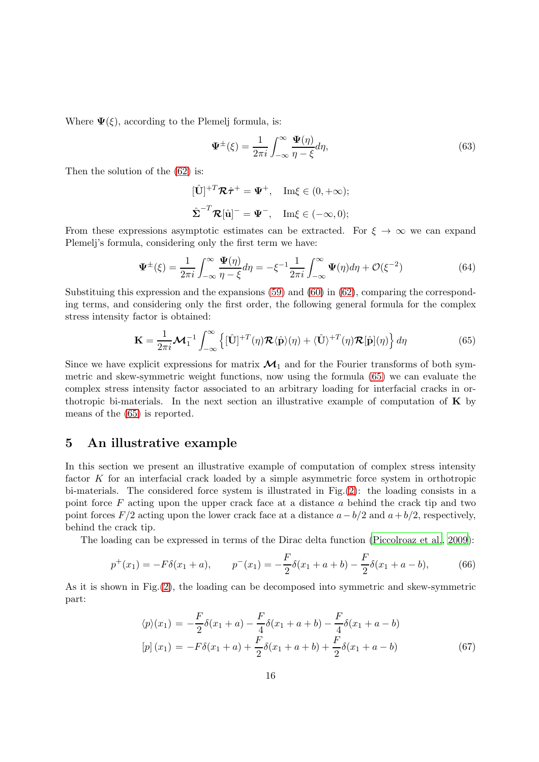Where $\boldsymbol{\Psi}(\xi)$, according to the Plemelj formula, is:

$$
\boldsymbol{\Psi}^{\pm}(\xi) = \frac{1}{2\pi i}\int_{-\infty}^{\infty} \frac{\boldsymbol{\Psi}(\eta)}{\eta - \xi} d\eta, \tag{63}
$$

Then the solution of the (62) is:

$$
[\hat{\mathbf{U}}]^{+T} \boldsymbol{\mathcal{R}} \hat{\boldsymbol{\tau}}^{+} = \boldsymbol{\Psi}^{+}, \quad \mathrm{Im}\xi \in (0, +\infty);
$$

$$
\hat{\boldsymbol{\Sigma}}^{-T} \boldsymbol{\mathcal{R}} [\hat{\mathbf{u}}]^{-} = \boldsymbol{\Psi}^{-}, \quad \mathrm{Im}\xi \in (-\infty, 0);
$$

From these expressions asymptotic estimates can be extracted. For $\xi \to \infty$ we can expand Plemelj's formula, considering only the first term we have:

$$
\boldsymbol{\Psi}^{\pm}(\xi) = \frac{1}{2\pi i}\int_{-\infty}^{\infty} \frac{\boldsymbol{\Psi}(\eta)}{\eta - \xi} d\eta = -\xi^{-1} \frac{1}{2\pi i}\int_{-\infty}^{\infty} \boldsymbol{\Psi}(\eta) d\eta + \mathcal{O}(\xi^{-2}) \tag{64}
$$

Substituing this expression and the expansions (59) and (60) in (62), comparing the corresponding terms, and considering only the first order, the following general formula for the complex stress intensity factor is obtained:

$$
\mathbf{K} = \frac{1}{2\pi i} \boldsymbol{\mathcal{M}}_1^{-1} \int_{-\infty}^{\infty} \left\{ [\hat{\mathbf{U}}]^{+T}(\eta) \boldsymbol{\mathcal{R}} \langle \hat{\mathbf{p}} \rangle(\eta) + \langle \hat{\mathbf{U}} \rangle^{+T}(\eta) \boldsymbol{\mathcal{R}} [\hat{\mathbf{p}}](\eta) \right\} d\eta \tag{65}
$$

Since we have explicit expressions for matrix $\boldsymbol{\mathcal{M}}_1$ and for the Fourier transforms of both symmetric and skew-symmetric weight functions, now using the formula (65) we can evaluate the complex stress intensity factor associated to an arbitrary loading for interfacial cracks in orthotropic bi-materials. In the next section an illustrative example of computation of $\mathbf{K}$ by means of the (65) is reported.

## 5 An illustrative example

In this section we present an illustrative example of computation of complex stress intensity factor $K$ for an interfacial crack loaded by a simple asymmetric force system in orthotropic bi-materials. The considered force system is illustrated in Fig.(2): the loading consists in a point force $F$ acting upon the upper crack face at a distance $a$ behind the crack tip and two point forces $F/2$ acting upon the lower crack face at a distance $a - b/2$ and $a + b/2$, respectively, behind the crack tip.

The loading can be expressed in terms of the Dirac delta function (Piccolroaz et al., 2009):

$$
p^{+}(x_1) = -F\delta(x_1 + a), \qquad p^{-}(x_1) = -\frac{F}{2}\delta(x_1 + a + b) - \frac{F}{2}\delta(x_1 + a - b), \tag{66}
$$

As it is shown in Fig.(2), the loading can be decomposed into symmetric and skew-symmetric part:

$$
\begin{aligned}
\langle p \rangle(x_1) &= -\frac{F}{2}\delta(x_1 + a) - \frac{F}{4}\delta(x_1 + a + b) - \frac{F}{4}\delta(x_1 + a - b) \\
[p]\,(x_1) &= -F\delta(x_1 + a) + \frac{F}{2}\delta(x_1 + a + b) + \frac{F}{2}\delta(x_1 + a - b)
\end{aligned} \tag{67}
$$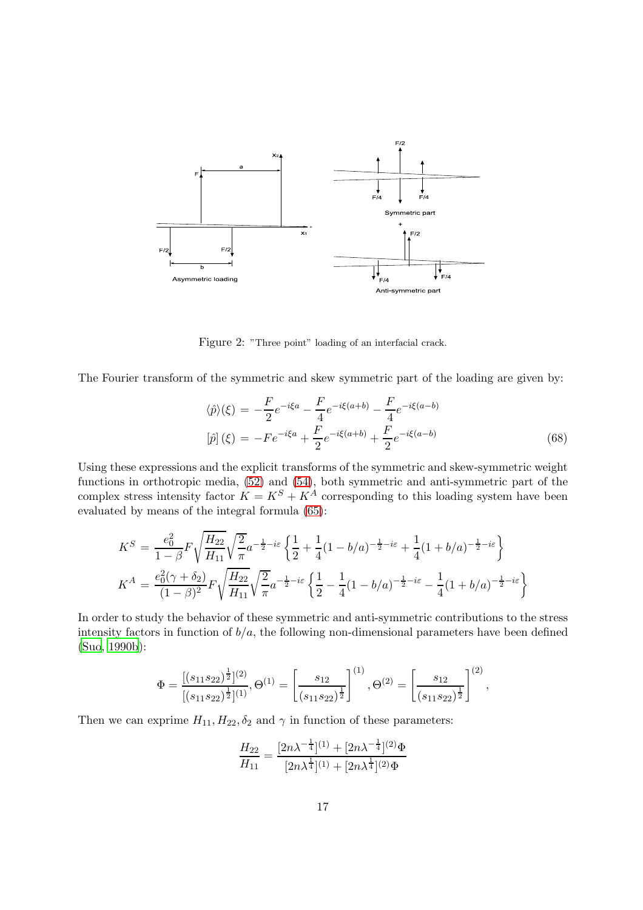Figure 2: "Three point" loading of an interfacial crack.

The Fourier transform of the symmetric and skew symmetric part of the loading are given by:

$$
\begin{aligned}
\langle \hat{p} \rangle (\xi) &= -\frac{F}{2} e^{-i\xi a} - \frac{F}{4} e^{-i\xi(a+b)} - \frac{F}{4} e^{-i\xi(a-b)} \\
[\hat{p}]\,(\xi) &= -F e^{-i\xi a} + \frac{F}{2} e^{-i\xi(a+b)} + \frac{F}{2} e^{-i\xi(a-b)}
\end{aligned}
\tag{68}
$$

Using these expressions and the explicit transforms of the symmetric and skew-symmetric weight functions in orthotropic media, (52) and (54), both symmetric and anti-symmetric part of the complex stress intensity factor $K = K^S + K^A$ corresponding to this loading system have been evaluated by means of the integral formula (65):

$$
\begin{aligned}
K^S &= \frac{e_0^2}{1-\beta} F \sqrt{\frac{H_{22}}{H_{11}}} \sqrt{\frac{2}{\pi}} a^{-\frac{1}{2}-i\varepsilon} \left\{ \frac{1}{2} + \frac{1}{4}(1-b/a)^{-\frac{1}{2}-i\varepsilon} + \frac{1}{4}(1+b/a)^{-\frac{1}{2}-i\varepsilon} \right\} \\
K^A &= \frac{e_0^2(\gamma+\delta_2)}{(1-\beta)^2} F \sqrt{\frac{H_{22}}{H_{11}}} \sqrt{\frac{2}{\pi}} a^{-\frac{1}{2}-i\varepsilon} \left\{ \frac{1}{2} - \frac{1}{4}(1-b/a)^{-\frac{1}{2}-i\varepsilon} - \frac{1}{4}(1+b/a)^{-\frac{1}{2}-i\varepsilon} \right\}
\end{aligned}
$$

In order to study the behavior of these symmetric and anti-symmetric contributions to the stress intensity factors in function of $b/a$, the following non-dimensional parameters have been defined (Suo, 1990b):

$$
\Phi = \frac{[(s_{11}s_{22})^{\frac{1}{2}}]^{(2)}}{[(s_{11}s_{22})^{\frac{1}{2}}]^{(1)}}, \Theta^{(1)} = \left[\frac{s_{12}}{(s_{11}s_{22})^{\frac{1}{2}}}\right]^{(1)}, \Theta^{(2)} = \left[\frac{s_{12}}{(s_{11}s_{22})^{\frac{1}{2}}}\right]^{(2)},
$$

Then we can exprime $H_{11}, H_{22}, \delta_2$ and $\gamma$ in function of these parameters:

$$
\frac{H_{22}}{H_{11}} = \frac{[2n\lambda^{-\frac{1}{4}}]^{(1)} + [2n\lambda^{-\frac{1}{4}}]^{(2)}\Phi}{[2n\lambda^{\frac{1}{4}}]^{(1)} + [2n\lambda^{\frac{1}{4}}]^{(2)}\Phi}
$$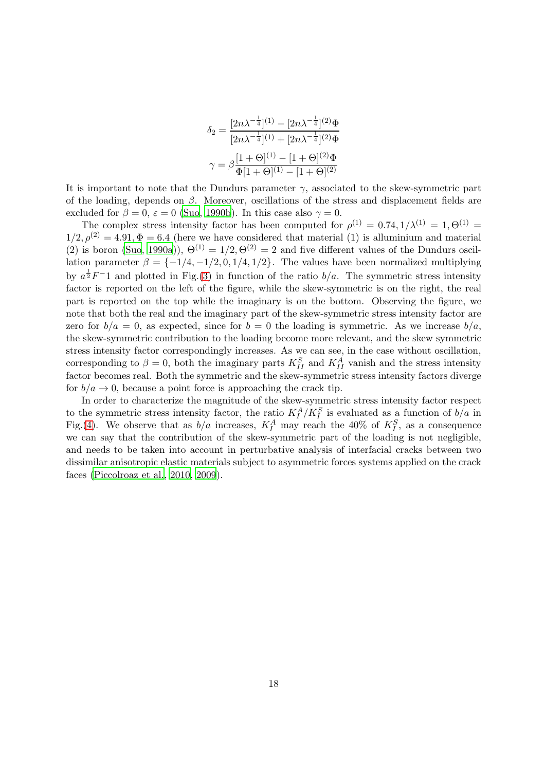$$\delta_2 = \frac{[2n\lambda^{-\frac{1}{4}}]^{(1)} - [2n\lambda^{-\frac{1}{4}}]^{(2)}\Phi}{[2n\lambda^{-\frac{1}{4}}]^{(1)} + [2n\lambda^{-\frac{1}{4}}]^{(2)}\Phi}$$

$$\gamma = \beta\frac{[1+\Theta]^{(1)} - [1+\Theta]^{(2)}\Phi}{\Phi[1+\Theta]^{(1)} - [1+\Theta]^{(2)}}$$

It is important to note that the Dundurs parameter $\gamma$, associated to the skew-symmetric part of the loading, depends on $\beta$. Moreover, oscillations of the stress and displacement fields are excluded for $\beta = 0$, $\varepsilon = 0$ (Suo, 1990b). In this case also $\gamma = 0$.

The complex stress intensity factor has been computed for $\rho^{(1)} = 0.74, 1/\lambda^{(1)} = 1, \Theta^{(1)} = 1/2, \rho^{(2)} = 4.91, \Phi = 6.4$ (here we have considered that material (1) is alluminium and material (2) is boron (Suo, 1990a)), $\Theta^{(1)} = 1/2, \Theta^{(2)} = 2$ and five different values of the Dundurs oscillation parameter $\beta = \{-1/4, -1/2, 0, 1/4, 1/2\}$. The values have been normalized multiplying by $a^{\frac{1}{2}}F^{-}1$ and plotted in Fig.(3) in function of the ratio $b/a$. The symmetric stress intensity factor is reported on the left of the figure, while the skew-symmetric is on the right, the real part is reported on the top while the imaginary is on the bottom. Observing the figure, we note that both the real and the imaginary part of the skew-symmetric stress intensity factor are zero for $b/a = 0$, as expected, since for $b = 0$ the loading is symmetric. As we increase $b/a$, the skew-symmetric contribution to the loading become more relevant, and the skew symmetric stress intensity factor correspondingly increases. As we can see, in the case without oscillation, corresponding to $\beta = 0$, both the imaginary parts $K_{II}^S$ and $K_{II}^A$ vanish and the stress intensity factor becomes real. Both the symmetric and the skew-symmetric stress intensity factors diverge for $b/a \to 0$, because a point force is approaching the crack tip.

In order to characterize the magnitude of the skew-symmetric stress intensity factor respect to the symmetric stress intensity factor, the ratio $K_I^A/K_I^S$ is evaluated as a function of $b/a$ in Fig.(4). We observe that as $b/a$ increases, $K_I^A$ may reach the 40% of $K_I^S$, as a consequence we can say that the contribution of the skew-symmetric part of the loading is not negligible, and needs to be taken into account in perturbative analysis of interfacial cracks between two dissimilar anisotropic elastic materials subject to asymmetric forces systems applied on the crack faces (Piccolroaz et al., 2010, 2009).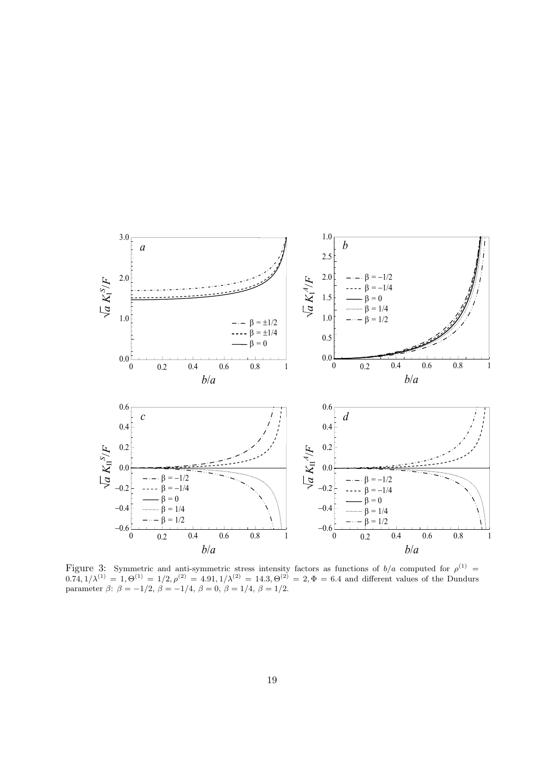Figure 3: Symmetric and anti-symmetric stress intensity factors as functions of $b/a$ computed for $\rho^{(1)} = 0.74, 1/\lambda^{(1)} = 1, \Theta^{(1)} = 1/2, \rho^{(2)} = 4.91, 1/\lambda^{(2)} = 14.3, \Theta^{(2)} = 2, \Phi = 6.4$ and different values of the Dundurs parameter $\beta$: $\beta = -1/2$, $\beta = -1/4$, $\beta = 0$, $\beta = 1/4$, $\beta = 1/2$.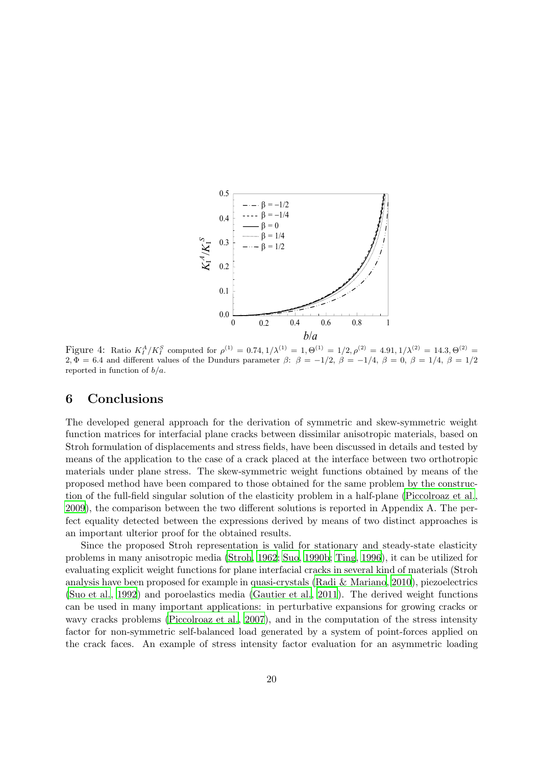Figure 4: Ratio $K_I^A/K_I^S$ computed for $\rho^{(1)} = 0.74, 1/\lambda^{(1)} = 1, \Theta^{(1)} = 1/2, \rho^{(2)} = 4.91, 1/\lambda^{(2)} = 14.3, \Theta^{(2)} = 2, \Phi = 6.4$ and different values of the Dundurs parameter $\beta$: $\beta = -1/2$, $\beta = -1/4$, $\beta = 0$, $\beta = 1/4$, $\beta = 1/2$ reported in function of $b/a$.

## 6 Conclusions

The developed general approach for the derivation of symmetric and skew-symmetric weight function matrices for interfacial plane cracks between dissimilar anisotropic materials, based on Stroh formulation of displacements and stress fields, have been discussed in details and tested by means of the application to the case of a crack placed at the interface between two orthotropic materials under plane stress. The skew-symmetric weight functions obtained by means of the proposed method have been compared to those obtained for the same problem by the construction of the full-field singular solution of the elasticity problem in a half-plane (Piccolroaz et al., 2009), the comparison between the two different solutions is reported in Appendix A. The perfect equality detected between the expressions derived by means of two distinct approaches is an important ulterior proof for the obtained results.

Since the proposed Stroh representation is valid for stationary and steady-state elasticity problems in many anisotropic media (Stroh, 1962; Suo, 1990b; Ting, 1996), it can be utilized for evaluating explicit weight functions for plane interfacial cracks in several kind of materials (Stroh analysis have been proposed for example in quasi-crystals (Radi & Mariano, 2010), piezoelectrics (Suo et al., 1992) and poroelastics media (Gautier et al., 2011). The derived weight functions can be used in many important applications: in perturbative expansions for growing cracks or wavy cracks problems (Piccolroaz et al., 2007), and in the computation of the stress intensity factor for non-symmetric self-balanced load generated by a system of point-forces applied on the crack faces. An example of stress intensity factor evaluation for an asymmetric loading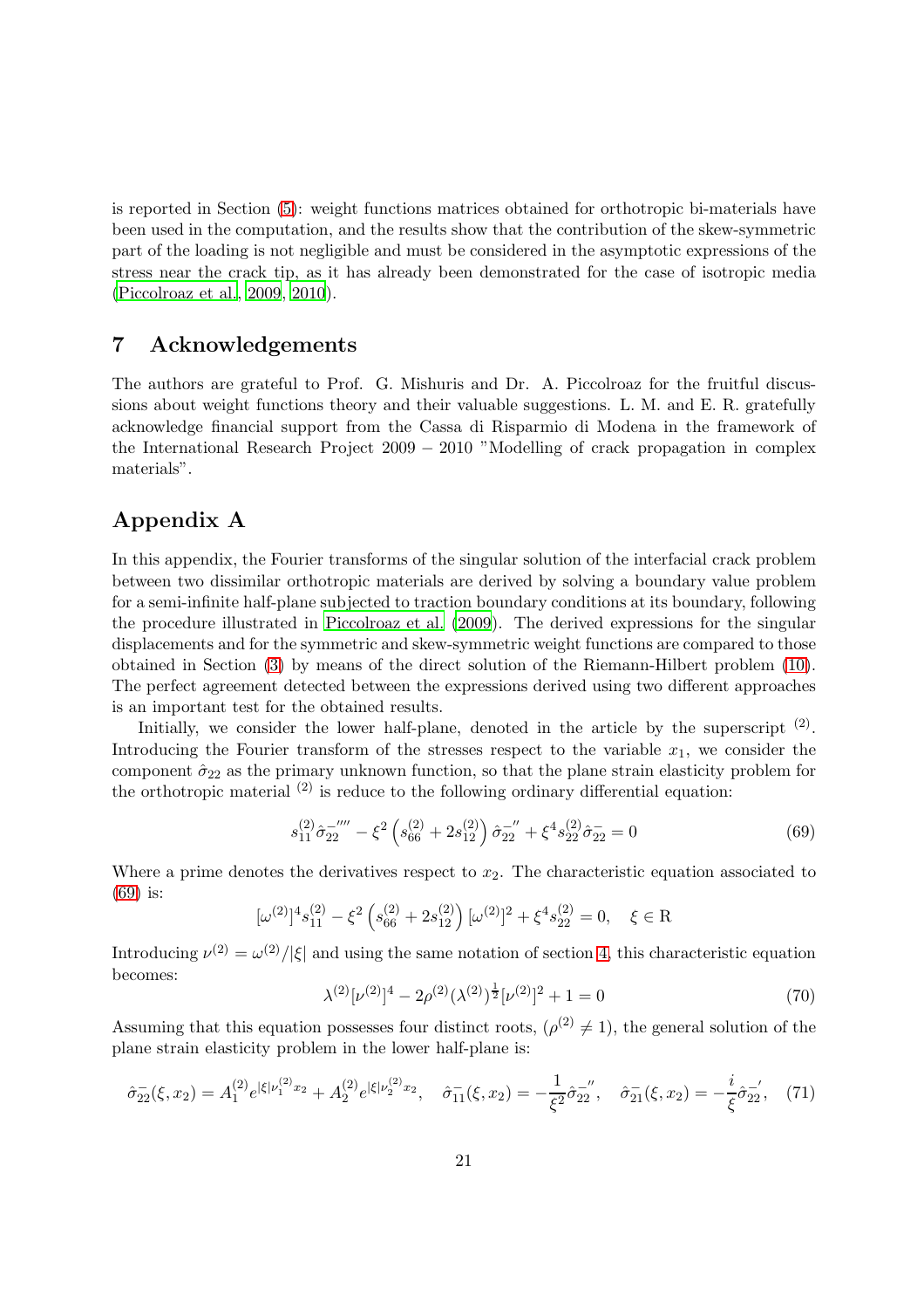is reported in Section (5): weight functions matrices obtained for orthotropic bi-materials have been used in the computation, and the results show that the contribution of the skew-symmetric part of the loading is not negligible and must be considered in the asymptotic expressions of the stress near the crack tip, as it has already been demonstrated for the case of isotropic media (Piccolroaz et al., 2009, 2010).

## 7 Acknowledgements

The authors are grateful to Prof. G. Mishuris and Dr. A. Piccolroaz for the fruitful discussions about weight functions theory and their valuable suggestions. L. M. and E. R. gratefully acknowledge financial support from the Cassa di Risparmio di Modena in the framework of the International Research Project 2009 − 2010 "Modelling of crack propagation in complex materials".

## Appendix A

In this appendix, the Fourier transforms of the singular solution of the interfacial crack problem between two dissimilar orthotropic materials are derived by solving a boundary value problem for a semi-infinite half-plane subjected to traction boundary conditions at its boundary, following the procedure illustrated in Piccolroaz et al. (2009). The derived expressions for the singular displacements and for the symmetric and skew-symmetric weight functions are compared to those obtained in Section (3) by means of the direct solution of the Riemann-Hilbert problem (10). The perfect agreement detected between the expressions derived using two different approaches is an important test for the obtained results.

Initially, we consider the lower half-plane, denoted in the article by the superscript $^{(2)}$. Introducing the Fourier transform of the stresses respect to the variable $x_1$, we consider the component $\hat{\sigma}_{22}$ as the primary unknown function, so that the plane strain elasticity problem for the orthotropic material $^{(2)}$ is reduce to the following ordinary differential equation:

$$s_{11}^{(2)}\hat{\sigma}_{22}^{-''''} - \xi^2\left(s_{66}^{(2)} + 2s_{12}^{(2)}\right)\hat{\sigma}_{22}^{-''} + \xi^4 s_{22}^{(2)}\hat{\sigma}_{22}^{-} = 0 \tag{69}$$

Where a prime denotes the derivatives respect to $x_2$. The characteristic equation associated to (69) is:

$$[\omega^{(2)}]^4 s_{11}^{(2)} - \xi^2\left(s_{66}^{(2)} + 2s_{12}^{(2)}\right)[\omega^{(2)}]^2 + \xi^4 s_{22}^{(2)} = 0, \quad \xi \in \mathrm{R}$$

Introducing $\nu^{(2)} = \omega^{(2)}/|\xi|$ and using the same notation of section 4, this characteristic equation becomes:

$$\lambda^{(2)}[\nu^{(2)}]^4 - 2\rho^{(2)}(\lambda^{(2)})^{\frac{1}{2}}[\nu^{(2)}]^2 + 1 = 0 \tag{70}$$

Assuming that this equation possesses four distinct roots, ($\rho^{(2)} \neq 1$), the general solution of the plane strain elasticity problem in the lower half-plane is:

$$\hat{\sigma}_{22}^{-}(\xi, x_2) = A_1^{(2)} e^{|\xi|\nu_1^{(2)} x_2} + A_2^{(2)} e^{|\xi|\nu_2^{(2)} x_2}, \quad \hat{\sigma}_{11}^{-}(\xi, x_2) = -\frac{1}{\xi^2}\hat{\sigma}_{22}^{-''}, \quad \hat{\sigma}_{21}^{-}(\xi, x_2) = -\frac{i}{\xi}\hat{\sigma}_{22}^{-'}, \tag{71}$$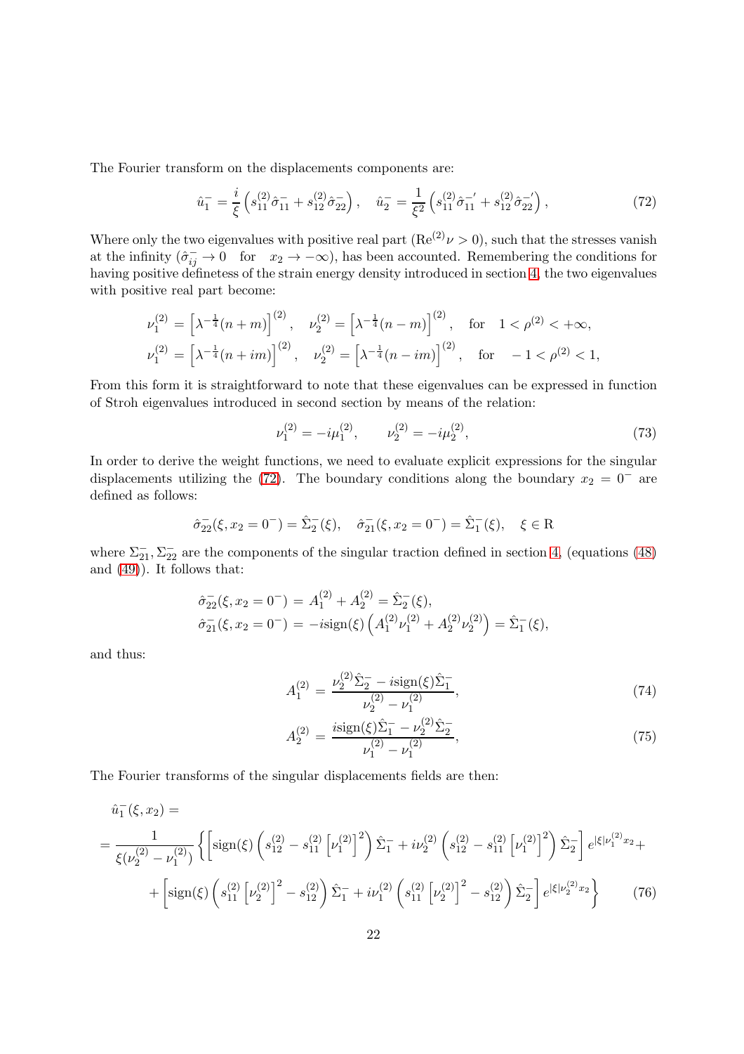The Fourier transform on the displacements components are:

$$\hat{u}_1^- = \frac{i}{\xi}\left(s_{11}^{(2)}\hat{\sigma}_{11}^- + s_{12}^{(2)}\hat{\sigma}_{22}^-\right), \quad \hat{u}_2^- = \frac{1}{\xi^2}\left(s_{11}^{(2)}\hat{\sigma}_{11}^{-'} + s_{12}^{(2)}\hat{\sigma}_{22}^{-'}\right), \tag{72}$$

Where only the two eigenvalues with positive real part ($\mathrm{Re}^{(2)}\nu > 0$), such that the stresses vanish at the infinity ($\hat{\sigma}_{ij}^- \to 0 \quad \text{for} \quad x_2 \to -\infty$), has been accounted. Remembering the conditions for having positive definetess of the strain energy density introduced in section 4, the two eigenvalues with positive real part become:

$$\nu_1^{(2)} = \left[\lambda^{-\frac{1}{4}}(n+m)\right]^{(2)}, \quad \nu_2^{(2)} = \left[\lambda^{-\frac{1}{4}}(n-m)\right]^{(2)}, \quad \text{for} \quad 1 < \rho^{(2)} < +\infty,$$
$$\nu_1^{(2)} = \left[\lambda^{-\frac{1}{4}}(n+im)\right]^{(2)}, \quad \nu_2^{(2)} = \left[\lambda^{-\frac{1}{4}}(n-im)\right]^{(2)}, \quad \text{for} \quad -1 < \rho^{(2)} < 1,$$

From this form it is straightforward to note that these eigenvalues can be expressed in function of Stroh eigenvalues introduced in second section by means of the relation:

$$\nu_1^{(2)} = -i\mu_1^{(2)}, \qquad \nu_2^{(2)} = -i\mu_2^{(2)}, \tag{73}$$

In order to derive the weight functions, we need to evaluate explicit expressions for the singular displacements utilizing the (72). The boundary conditions along the boundary $x_2 = 0^-$ are defined as follows:

$$\hat{\sigma}_{22}^-(\xi, x_2 = 0^-) = \hat{\Sigma}_2^-(\xi), \quad \hat{\sigma}_{21}^-(\xi, x_2 = 0^-) = \hat{\Sigma}_1^-(\xi), \quad \xi \in \mathrm{R}$$

where $\Sigma_{21}^-, \Sigma_{22}^-$ are the components of the singular traction defined in section 4, (equations (48) and (49)). It follows that:

$$\hat{\sigma}_{22}^-(\xi, x_2 = 0^-) = A_1^{(2)} + A_2^{(2)} = \hat{\Sigma}_2^-(\xi),$$
$$\hat{\sigma}_{21}^-(\xi, x_2 = 0^-) = -i\mathrm{sign}(\xi)\left(A_1^{(2)}\nu_1^{(2)} + A_2^{(2)}\nu_2^{(2)}\right) = \hat{\Sigma}_1^-(\xi),$$

and thus:

$$A_1^{(2)} = \frac{\nu_2^{(2)}\hat{\Sigma}_2^- - i\mathrm{sign}(\xi)\hat{\Sigma}_1^-}{\nu_2^{(2)} - \nu_1^{(2)}}, \tag{74}$$

$$A_2^{(2)} = \frac{i\mathrm{sign}(\xi)\hat{\Sigma}_1^- - \nu_2^{(2)}\hat{\Sigma}_2^-}{\nu_1^{(2)} - \nu_1^{(2)}}, \tag{75}$$

The Fourier transforms of the singular displacements fields are then:

$$\begin{aligned}
&\hat{u}_1^-(\xi, x_2) = \\
&= \frac{1}{\xi(\nu_2^{(2)} - \nu_1^{(2)})}\left\{\left[\mathrm{sign}(\xi)\left(s_{12}^{(2)} - s_{11}^{(2)}\left[\nu_1^{(2)}\right]^2\right)\hat{\Sigma}_1^- + i\nu_2^{(2)}\left(s_{12}^{(2)} - s_{11}^{(2)}\left[\nu_1^{(2)}\right]^2\right)\hat{\Sigma}_2^-\right]e^{|\xi|\nu_1^{(2)}x_2} + \right.\\
&\left. + \left[\mathrm{sign}(\xi)\left(s_{11}^{(2)}\left[\nu_2^{(2)}\right]^2 - s_{12}^{(2)}\right)\hat{\Sigma}_1^- + i\nu_1^{(2)}\left(s_{11}^{(2)}\left[\nu_2^{(2)}\right]^2 - s_{12}^{(2)}\right)\hat{\Sigma}_2^-\right]e^{|\xi|\nu_2^{(2)}x_2}\right\}
\end{aligned} \tag{76}$$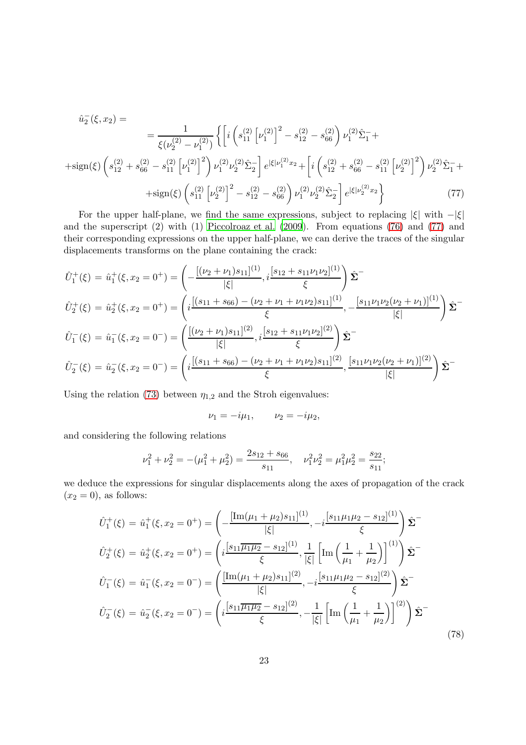$$
\begin{aligned}
\hat{u}_2^-(\xi, x_2) = \\
&= \frac{1}{\xi(\nu_2^{(2)} - \nu_1^{(2)})} \left\{ \left[ i \left( s_{11}^{(2)} \left[\nu_1^{(2)}\right]^2 - s_{12}^{(2)} - s_{66}^{(2)} \right) \nu_1^{(2)} \hat{\Sigma}_1^- + \right. \right. \\
&+ \mathrm{sign}(\xi) \left( s_{12}^{(2)} + s_{66}^{(2)} - s_{11}^{(2)} \left[\nu_1^{(2)}\right]^2 \right) \nu_1^{(2)} \nu_2^{(2)} \hat{\Sigma}_2^- \Big] e^{|\xi| \nu_1^{(2)} x_2} + \Big[ i \left( s_{12}^{(2)} + s_{66}^{(2)} - s_{11}^{(2)} \left[\nu_2^{(2)}\right]^2 \right) \nu_2^{(2)} \hat{\Sigma}_1^- + \\
&+ \left. \left. \mathrm{sign}(\xi) \left( s_{11}^{(2)} \left[\nu_2^{(2)}\right]^2 - s_{12}^{(2)} - s_{66}^{(2)} \right) \nu_1^{(2)} \nu_2^{(2)} \hat{\Sigma}_2^- \right] e^{|\xi| \nu_2^{(2)} x_2} \right\}
\end{aligned} \tag{77}
$$

For the upper half-plane, we find the same expressions, subject to replacing $|\xi|$ with $-|\xi|$ and the superscript (2) with (1) Piccolroaz et al. (2009). From equations (76) and (77) and their corresponding expressions on the upper half-plane, we can derive the traces of the singular displacements transforms on the plane containing the crack:

$$
\begin{aligned}
\hat{U}_1^+(\xi) &= \hat{u}_1^+(\xi, x_2 = 0^+) = \left( -\frac{[(\nu_2 + \nu_1) s_{11}]^{(1)}}{|\xi|}, i \frac{[s_{12} + s_{11} \nu_1 \nu_2]^{(1)}}{\xi} \right) \hat{\boldsymbol{\Sigma}}^- \\
\hat{U}_2^+(\xi) &= \hat{u}_2^+(\xi, x_2 = 0^+) = \left( i \frac{[(s_{11} + s_{66}) - (\nu_2 + \nu_1 + \nu_1 \nu_2) s_{11}]^{(1)}}{\xi}, -\frac{[s_{11} \nu_1 \nu_2 (\nu_2 + \nu_1)]^{(1)}}{|\xi|} \right) \hat{\boldsymbol{\Sigma}}^- \\
\hat{U}_1^-(\xi) &= \hat{u}_1^-(\xi, x_2 = 0^-) = \left( \frac{[(\nu_2 + \nu_1) s_{11}]^{(2)}}{|\xi|}, i \frac{[s_{12} + s_{11} \nu_1 \nu_2]^{(2)}}{\xi} \right) \hat{\boldsymbol{\Sigma}}^- \\
\hat{U}_2^-(\xi) &= \hat{u}_2^-(\xi, x_2 = 0^-) = \left( i \frac{[(s_{11} + s_{66}) - (\nu_2 + \nu_1 + \nu_1 \nu_2) s_{11}]^{(2)}}{\xi}, \frac{[s_{11} \nu_1 \nu_2 (\nu_2 + \nu_1)]^{(2)}}{|\xi|} \right) \hat{\boldsymbol{\Sigma}}^-
\end{aligned}
$$

Using the relation (73) between $\eta_{1,2}$ and the Stroh eigenvalues:

$$
\nu_1 = -i\mu_1, \qquad \nu_2 = -i\mu_2,
$$

and considering the following relations

$$
\nu_1^2 + \nu_2^2 = -(\mu_1^2 + \mu_2^2) = \frac{2s_{12} + s_{66}}{s_{11}}, \quad \nu_1^2 \nu_2^2 = \mu_1^2 \mu_2^2 = \frac{s_{22}}{s_{11}};
$$

we deduce the expressions for singular displacements along the axes of propagation of the crack ($x_2 = 0$), as follows:

$$
\begin{aligned}
\hat{U}_1^+(\xi) &= \hat{u}_1^+(\xi, x_2 = 0^+) = \left( -\frac{[\mathrm{Im}(\mu_1 + \mu_2) s_{11}]^{(1)}}{|\xi|}, -i \frac{[s_{11} \mu_1 \mu_2 - s_{12}]^{(1)}}{\xi} \right) \hat{\boldsymbol{\Sigma}}^- \\
\hat{U}_2^+(\xi) &= \hat{u}_2^+(\xi, x_2 = 0^+) = \left( i \frac{[s_{11} \overline{\mu_1 \mu_2} - s_{12}]^{(1)}}{\xi}, \frac{1}{|\xi|} \left[ \mathrm{Im} \left( \frac{1}{\mu_1} + \frac{1}{\mu_2} \right) \right]^{(1)} \right) \hat{\boldsymbol{\Sigma}}^- \\
\hat{U}_1^-(\xi) &= \hat{u}_1^-(\xi, x_2 = 0^-) = \left( \frac{[\mathrm{Im}(\mu_1 + \mu_2) s_{11}]^{(2)}}{|\xi|}, -i \frac{[s_{11} \mu_1 \mu_2 - s_{12}]^{(2)}}{\xi} \right) \hat{\boldsymbol{\Sigma}}^- \\
\hat{U}_2^-(\xi) &= \hat{u}_2^-(\xi, x_2 = 0^-) = \left( i \frac{[s_{11} \overline{\mu_1 \mu_2} - s_{12}]^{(2)}}{\xi}, -\frac{1}{|\xi|} \left[ \mathrm{Im} \left( \frac{1}{\mu_1} + \frac{1}{\mu_2} \right) \right]^{(2)} \right) \hat{\boldsymbol{\Sigma}}^-
\end{aligned} \tag{78}
$$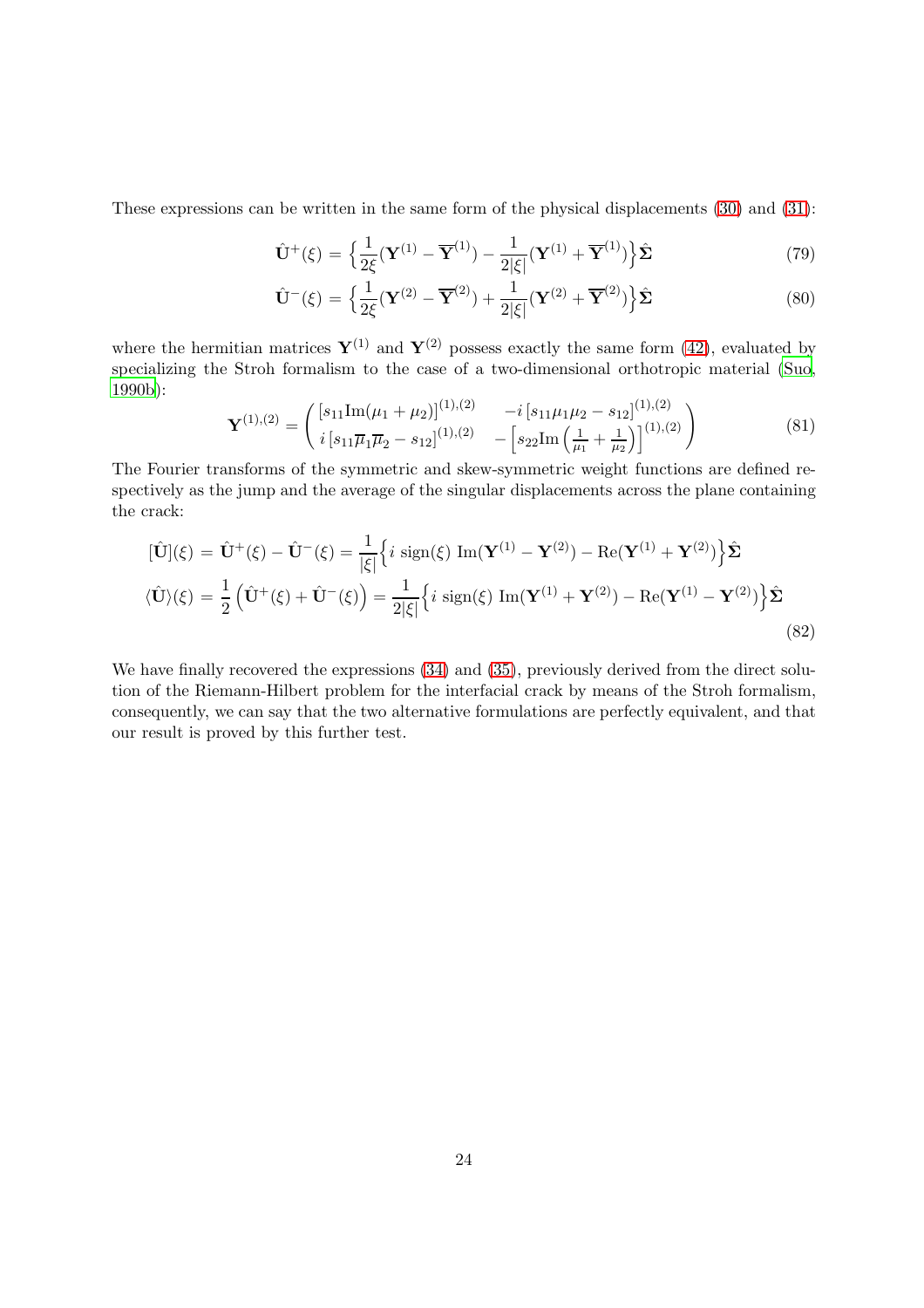These expressions can be written in the same form of the physical displacements (30) and (31):

$$\hat{\mathbf{U}}^{+}(\xi) = \Big\{\frac{1}{2\xi}(\mathbf{Y}^{(1)} - \overline{\mathbf{Y}}^{(1)}) - \frac{1}{2|\xi|}(\mathbf{Y}^{(1)} + \overline{\mathbf{Y}}^{(1)})\Big\}\hat{\boldsymbol{\Sigma}} \tag{79}$$

$$\hat{\mathbf{U}}^{-}(\xi) = \Big\{\frac{1}{2\xi}(\mathbf{Y}^{(2)} - \overline{\mathbf{Y}}^{(2)}) + \frac{1}{2|\xi|}(\mathbf{Y}^{(2)} + \overline{\mathbf{Y}}^{(2)})\Big\}\hat{\boldsymbol{\Sigma}} \tag{80}$$

where the hermitian matrices $\mathbf{Y}^{(1)}$ and $\mathbf{Y}^{(2)}$ possess exactly the same form (42), evaluated by specializing the Stroh formalism to the case of a two-dimensional orthotropic material (Suo, 1990b):

$$\mathbf{Y}^{(1),(2)} = \begin{pmatrix} [s_{11}\mathrm{Im}(\mu_1+\mu_2)]^{(1),(2)} & -i\,[s_{11}\mu_1\mu_2 - s_{12}]^{(1),(2)} \\ i\,[s_{11}\overline{\mu}_1\overline{\mu}_2 - s_{12}]^{(1),(2)} & -\Big[s_{22}\mathrm{Im}\Big(\frac{1}{\mu_1}+\frac{1}{\mu_2}\Big)\Big]^{(1),(2)} \end{pmatrix} \tag{81}$$

The Fourier transforms of the symmetric and skew-symmetric weight functions are defined respectively as the jump and the average of the singular displacements across the plane containing the crack:

$$\begin{aligned} [\hat{\mathbf{U}}](\xi) &= \hat{\mathbf{U}}^{+}(\xi) - \hat{\mathbf{U}}^{-}(\xi) = \frac{1}{|\xi|}\Big\{i\ \mathrm{sign}(\xi)\ \mathrm{Im}(\mathbf{Y}^{(1)} - \mathbf{Y}^{(2)}) - \mathrm{Re}(\mathbf{Y}^{(1)} + \mathbf{Y}^{(2)})\Big\}\hat{\boldsymbol{\Sigma}} \\ \langle\hat{\mathbf{U}}\rangle(\xi) &= \frac{1}{2}\left(\hat{\mathbf{U}}^{+}(\xi) + \hat{\mathbf{U}}^{-}(\xi)\right) = \frac{1}{2|\xi|}\Big\{i\ \mathrm{sign}(\xi)\ \mathrm{Im}(\mathbf{Y}^{(1)} + \mathbf{Y}^{(2)}) - \mathrm{Re}(\mathbf{Y}^{(1)} - \mathbf{Y}^{(2)})\Big\}\hat{\boldsymbol{\Sigma}} \end{aligned} \tag{82}$$

We have finally recovered the expressions (34) and (35), previously derived from the direct solution of the Riemann-Hilbert problem for the interfacial crack by means of the Stroh formalism, consequently, we can say that the two alternative formulations are perfectly equivalent, and that our result is proved by this further test.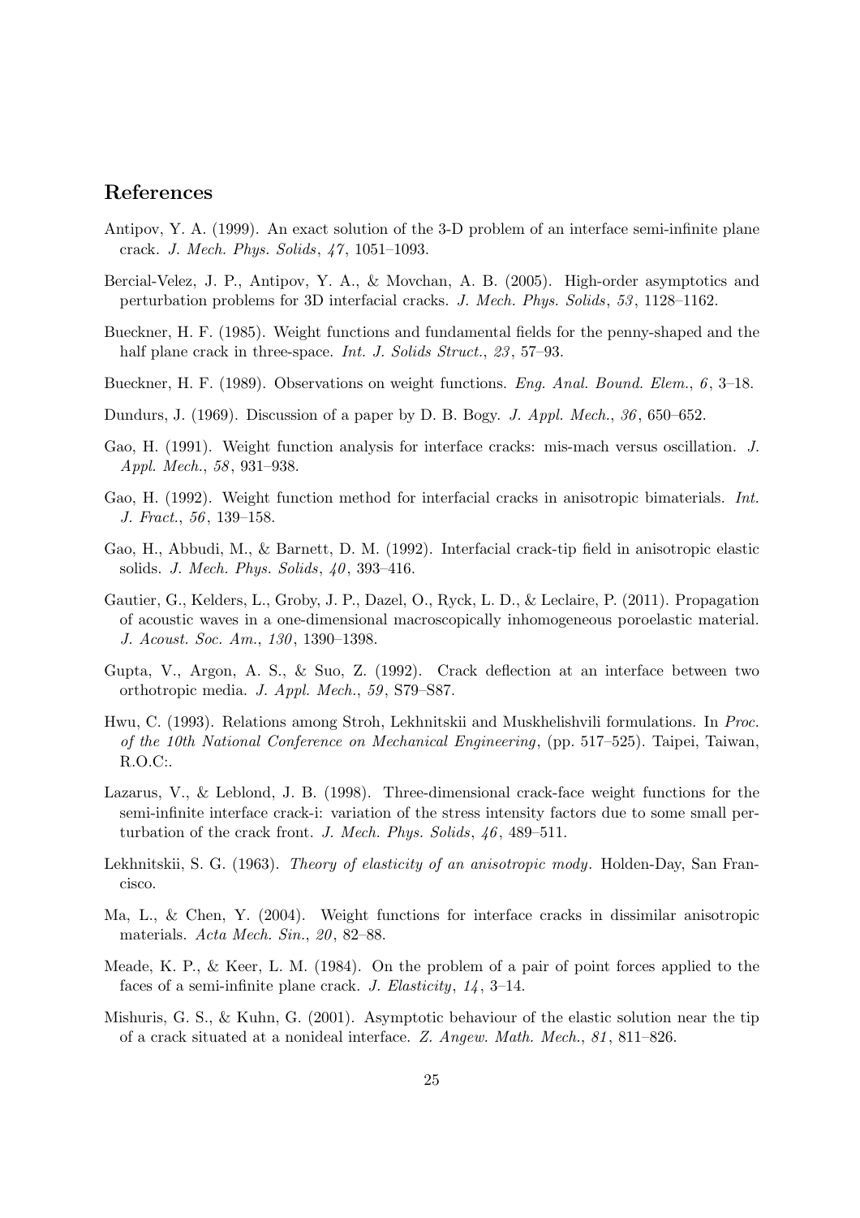## References

Antipov, Y. A. (1999). An exact solution of the 3-D problem of an interface semi-infinite plane crack. *J. Mech. Phys. Solids*, *47*, 1051–1093.

Bercial-Velez, J. P., Antipov, Y. A., & Movchan, A. B. (2005). High-order asymptotics and perturbation problems for 3D interfacial cracks. *J. Mech. Phys. Solids*, *53*, 1128–1162.

Bueckner, H. F. (1985). Weight functions and fundamental fields for the penny-shaped and the half plane crack in three-space. *Int. J. Solids Struct.*, *23*, 57–93.

Bueckner, H. F. (1989). Observations on weight functions. *Eng. Anal. Bound. Elem.*, *6*, 3–18.

Dundurs, J. (1969). Discussion of a paper by D. B. Bogy. *J. Appl. Mech.*, *36*, 650–652.

Gao, H. (1991). Weight function analysis for interface cracks: mis-mach versus oscillation. *J. Appl. Mech.*, *58*, 931–938.

Gao, H. (1992). Weight function method for interfacial cracks in anisotropic bimaterials. *Int. J. Fract.*, *56*, 139–158.

Gao, H., Abbudi, M., & Barnett, D. M. (1992). Interfacial crack-tip field in anisotropic elastic solids. *J. Mech. Phys. Solids*, *40*, 393–416.

Gautier, G., Kelders, L., Groby, J. P., Dazel, O., Ryck, L. D., & Leclaire, P. (2011). Propagation of acoustic waves in a one-dimensional macroscopically inhomogeneous poroelastic material. *J. Acoust. Soc. Am.*, *130*, 1390–1398.

Gupta, V., Argon, A. S., & Suo, Z. (1992). Crack deflection at an interface between two orthotropic media. *J. Appl. Mech.*, *59*, S79–S87.

Hwu, C. (1993). Relations among Stroh, Lekhnitskii and Muskhelishvili formulations. In *Proc. of the 10th National Conference on Mechanical Engineering*, (pp. 517–525). Taipei, Taiwan, R.O.C:.

Lazarus, V., & Leblond, J. B. (1998). Three-dimensional crack-face weight functions for the semi-infinite interface crack-i: variation of the stress intensity factors due to some small perturbation of the crack front. *J. Mech. Phys. Solids*, *46*, 489–511.

Lekhnitskii, S. G. (1963). *Theory of elasticity of an anisotropic mody*. Holden-Day, San Francisco.

Ma, L., & Chen, Y. (2004). Weight functions for interface cracks in dissimilar anisotropic materials. *Acta Mech. Sin.*, *20*, 82–88.

Meade, K. P., & Keer, L. M. (1984). On the problem of a pair of point forces applied to the faces of a semi-infinite plane crack. *J. Elasticity*, *14*, 3–14.

Mishuris, G. S., & Kuhn, G. (2001). Asymptotic behaviour of the elastic solution near the tip of a crack situated at a nonideal interface. *Z. Angew. Math. Mech.*, *81*, 811–826.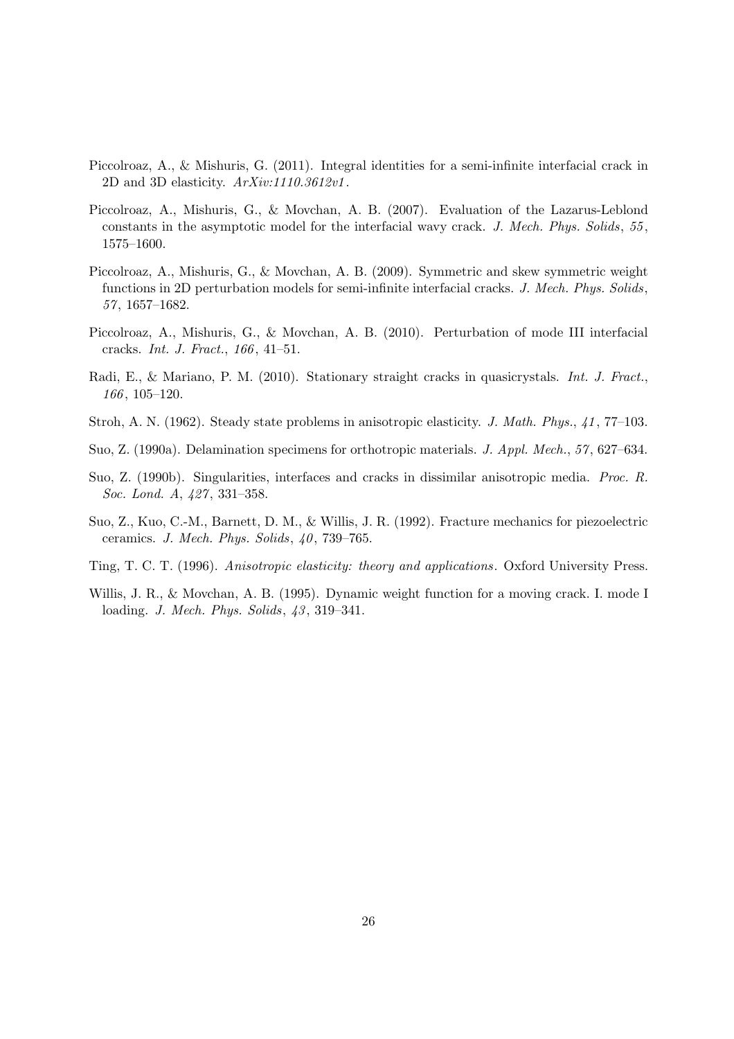Piccolroaz, A., & Mishuris, G. (2011). Integral identities for a semi-infinite interfacial crack in 2D and 3D elasticity. *ArXiv:1110.3612v1*.

Piccolroaz, A., Mishuris, G., & Movchan, A. B. (2007). Evaluation of the Lazarus-Leblond constants in the asymptotic model for the interfacial wavy crack. *J. Mech. Phys. Solids*, *55*, 1575–1600.

Piccolroaz, A., Mishuris, G., & Movchan, A. B. (2009). Symmetric and skew symmetric weight functions in 2D perturbation models for semi-infinite interfacial cracks. *J. Mech. Phys. Solids*, *57*, 1657–1682.

Piccolroaz, A., Mishuris, G., & Movchan, A. B. (2010). Perturbation of mode III interfacial cracks. *Int. J. Fract.*, *166*, 41–51.

Radi, E., & Mariano, P. M. (2010). Stationary straight cracks in quasicrystals. *Int. J. Fract.*, *166*, 105–120.

Stroh, A. N. (1962). Steady state problems in anisotropic elasticity. *J. Math. Phys.*, *41*, 77–103.

Suo, Z. (1990a). Delamination specimens for orthotropic materials. *J. Appl. Mech.*, *57*, 627–634.

Suo, Z. (1990b). Singularities, interfaces and cracks in dissimilar anisotropic media. *Proc. R. Soc. Lond. A*, *427*, 331–358.

Suo, Z., Kuo, C.-M., Barnett, D. M., & Willis, J. R. (1992). Fracture mechanics for piezoelectric ceramics. *J. Mech. Phys. Solids*, *40*, 739–765.

Ting, T. C. T. (1996). *Anisotropic elasticity: theory and applications*. Oxford University Press.

Willis, J. R., & Movchan, A. B. (1995). Dynamic weight function for a moving crack. I. mode I loading. *J. Mech. Phys. Solids*, *43*, 319–341.